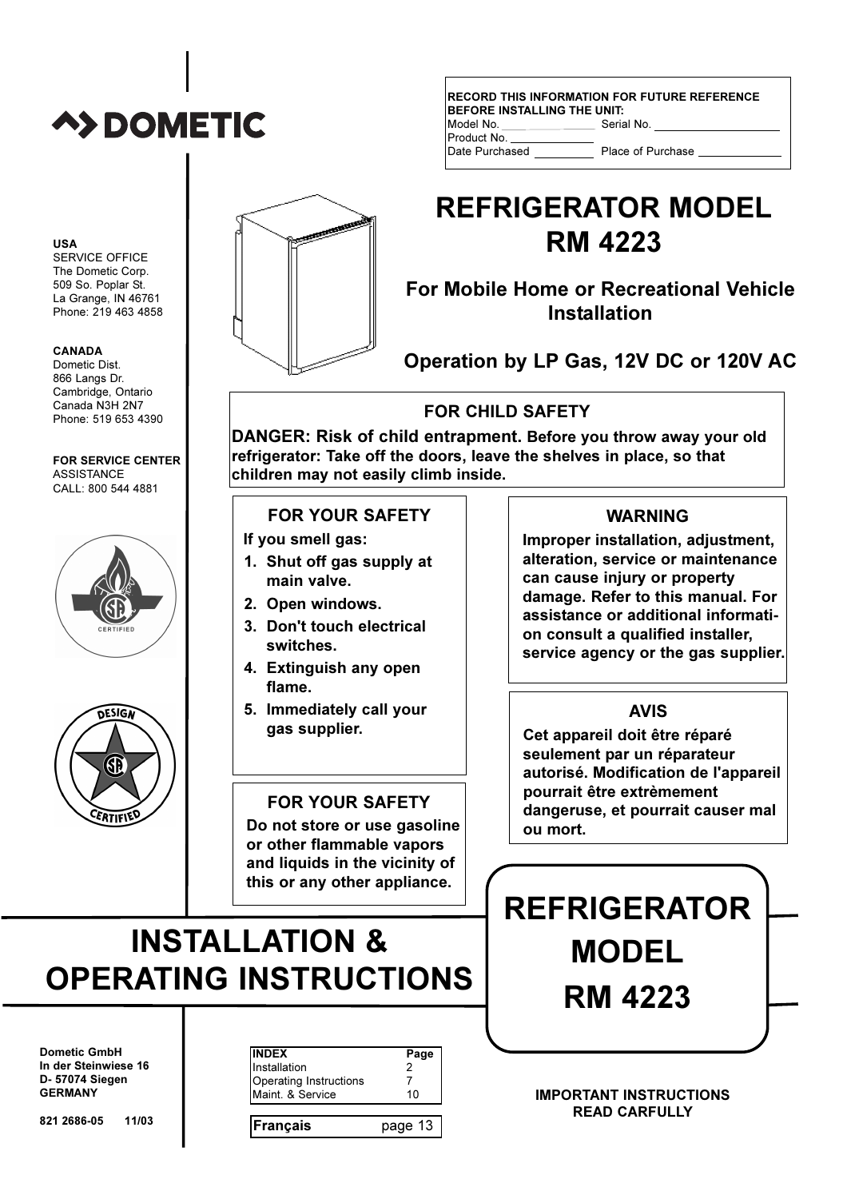DOMETIC

**RECORD THIS INFORMATION FOR FUTURE REFERENCE BEFORE INSTALLING THE UNIT:**

Model No. ____________ Serial No. ____________
Product No. ____________
Date Purchased ____________ Place of Purchase ____________

# REFRIGERATOR MODEL RM 4223

## For Mobile Home or Recreational Vehicle Installation

## Operation by LP Gas, 12V DC or 120V AC

**USA**
SERVICE OFFICE
The Dometic Corp.
509 So. Poplar St.
La Grange, IN 46761
Phone: 219 463 4858

**CANADA**
Dometic Dist.
866 Langs Dr.
Cambridge, Ontario
Canada N3H 2N7
Phone: 519 653 4390

**FOR SERVICE CENTER**
ASSISTANCE
CALL: 800 544 4881

### FOR CHILD SAFETY

**DANGER: Risk of child entrapment. Before you throw away your old refrigerator: Take off the doors, leave the shelves in place, so that children may not easily climb inside.**

### FOR YOUR SAFETY

**If you smell gas:**

1. **Shut off gas supply at main valve.**
2. **Open windows.**
3. **Don't touch electrical switches.**
4. **Extinguish any open flame.**
5. **Immediately call your gas supplier.**

### WARNING

**Improper installation, adjustment, alteration, service or maintenance can cause injury or property damage. Refer to this manual. For assistance or additional information consult a qualified installer, service agency or the gas supplier.**

### AVIS

**Cet appareil doit être réparé seulement par un réparateur autorisé. Modification de l'appareil pourrait être extrèmement dangeruse, et pourrait causer mal ou mort.**

### FOR YOUR SAFETY

**Do not store or use gasoline or other flammable vapors and liquids in the vicinity of this or any other appliance.**

# INSTALLATION & OPERATING INSTRUCTIONS

# REFRIGERATOR MODEL RM 4223

**Dometic GmbH**
**In der Steinwiese 16**
**D- 57074 Siegen**
**GERMANY**

**821 2686-05 11/03**

| INDEX | Page |
| --- | --- |
| Installation | 2 |
| Operating Instructions | 7 |
| Maint. & Service | 10 |

**Français** page 13

**IMPORTANT INSTRUCTIONS READ CARFULLY**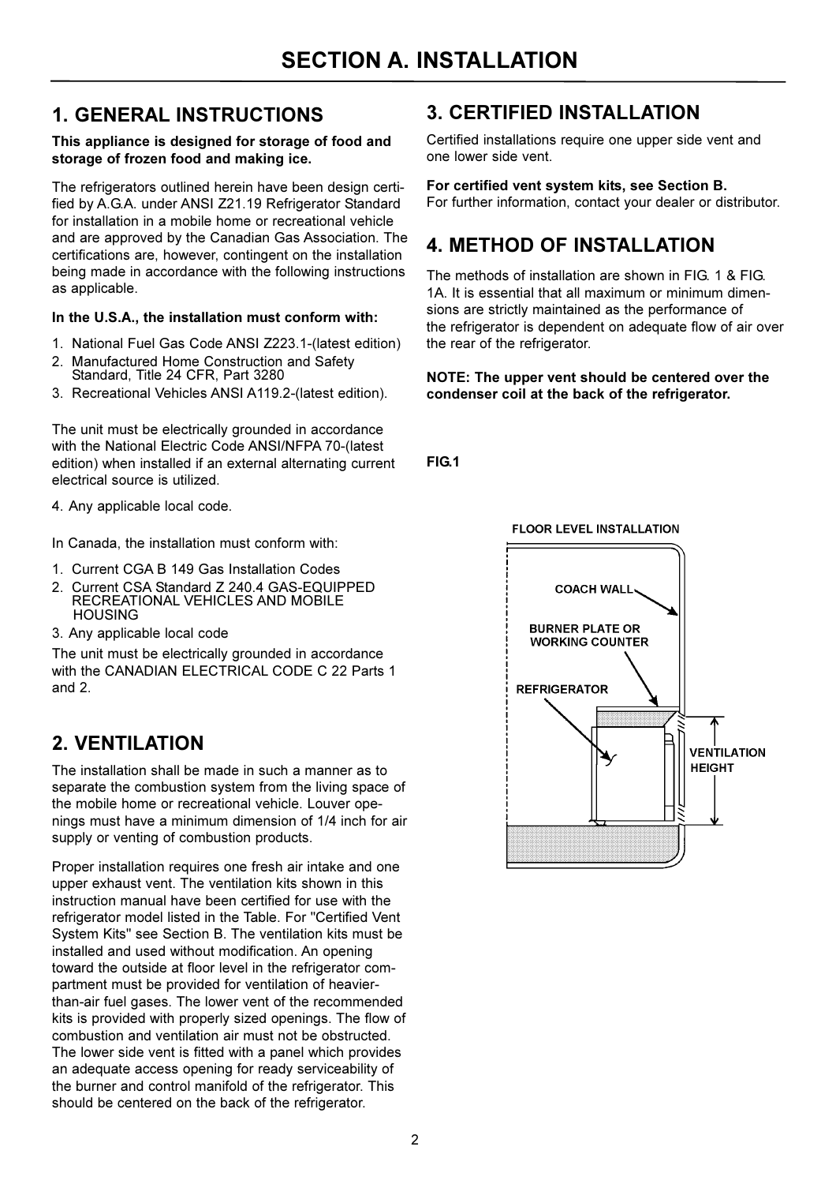# SECTION A. INSTALLATION

## 1. GENERAL INSTRUCTIONS

**This appliance is designed for storage of food and storage of frozen food and making ice.**

The refrigerators outlined herein have been design certified by A.G.A. under ANSI Z21.19 Refrigerator Standard for installation in a mobile home or recreational vehicle and are approved by the Canadian Gas Association. The certifications are, however, contingent on the installation being made in accordance with the following instructions as applicable.

**In the U.S.A., the installation must conform with:**

1. National Fuel Gas Code ANSI Z223.1-(latest edition)
2. Manufactured Home Construction and Safety Standard, Title 24 CFR, Part 3280
3. Recreational Vehicles ANSI A119.2-(latest edition).

The unit must be electrically grounded in accordance with the National Electric Code ANSI/NFPA 70-(latest edition) when installed if an external alternating current electrical source is utilized.

4. Any applicable local code.

In Canada, the installation must conform with:

1. Current CGA B 149 Gas Installation Codes
2. Current CSA Standard Z 240.4 GAS-EQUIPPED RECREATIONAL VEHICLES AND MOBILE HOUSING
3. Any applicable local code

The unit must be electrically grounded in accordance with the CANADIAN ELECTRICAL CODE C 22 Parts 1 and 2.

## 2. VENTILATION

The installation shall be made in such a manner as to separate the combustion system from the living space of the mobile home or recreational vehicle. Louver openings must have a minimum dimension of 1/4 inch for air supply or venting of combustion products.

Proper installation requires one fresh air intake and one upper exhaust vent. The ventilation kits shown in this instruction manual have been certified for use with the refrigerator model listed in the Table. For "Certified Vent System Kits" see Section B. The ventilation kits must be installed and used without modification. An opening toward the outside at floor level in the refrigerator compartment must be provided for ventilation of heavier-than-air fuel gases. The lower vent of the recommended kits is provided with properly sized openings. The flow of combustion and ventilation air must not be obstructed. The lower side vent is fitted with a panel which provides an adequate access opening for ready serviceability of the burner and control manifold of the refrigerator. This should be centered on the back of the refrigerator.

## 3. CERTIFIED INSTALLATION

Certified installations require one upper side vent and one lower side vent.

**For certified vent system kits, see Section B.**
For further information, contact your dealer or distributor.

## 4. METHOD OF INSTALLATION

The methods of installation are shown in FIG. 1 & FIG. 1A. It is essential that all maximum or minimum dimensions are strictly maintained as the performance of the refrigerator is dependent on adequate flow of air over the rear of the refrigerator.

**NOTE: The upper vent should be centered over the condenser coil at the back of the refrigerator.**

**FIG.1**

FLOOR LEVEL INSTALLATION

COACH WALL

BURNER PLATE OR WORKING COUNTER

REFRIGERATOR

VENTILATION HEIGHT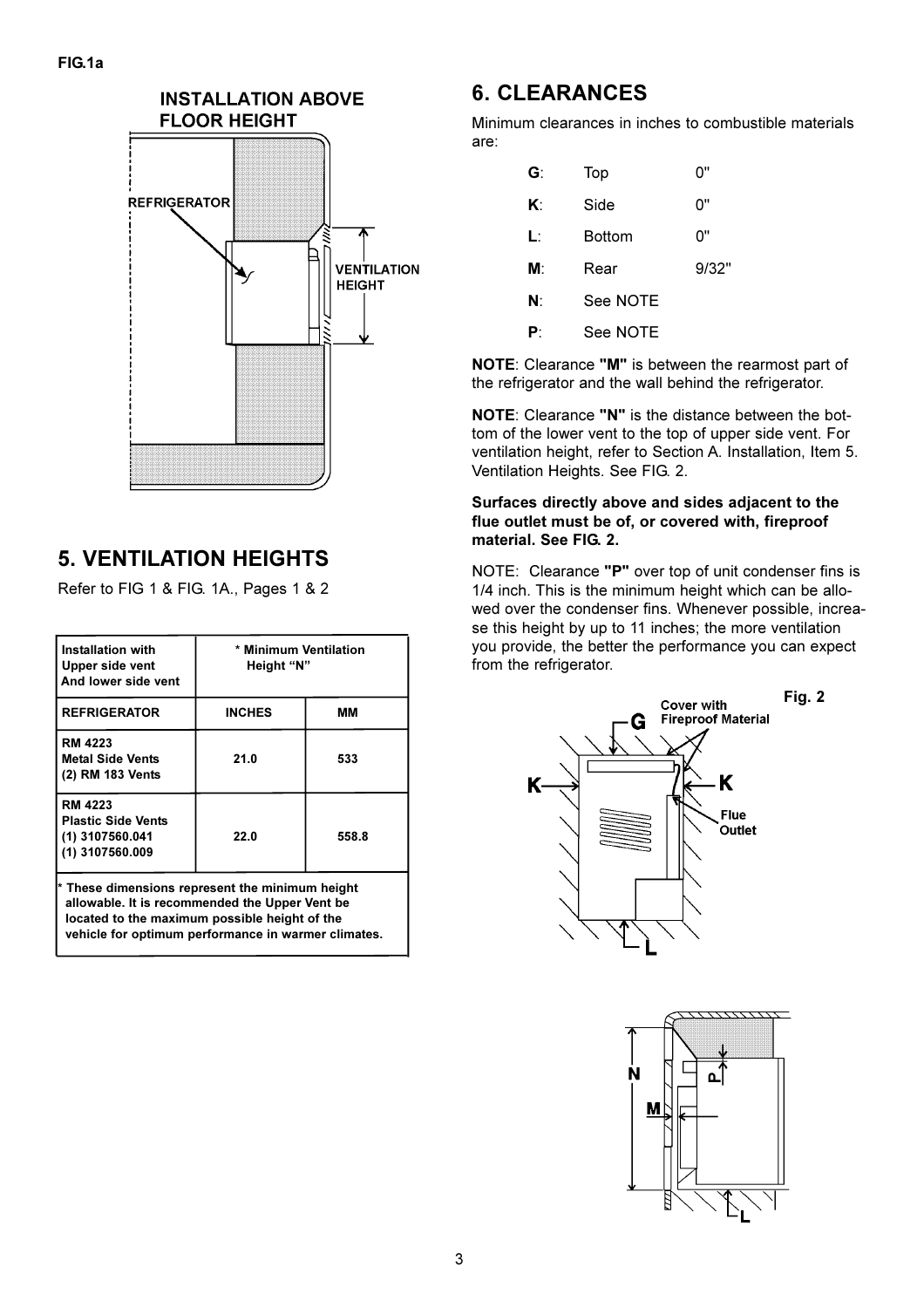**FIG.1a**

INSTALLATION ABOVE FLOOR HEIGHT

REFRIGERATOR

VENTILATION HEIGHT

## 5. VENTILATION HEIGHTS

Refer to FIG 1 & FIG. 1A., Pages 1 & 2

| Installation with Upper side vent And lower side vent | * Minimum Ventilation Height "N" | |
|---|---|---|
| **REFRIGERATOR** | **INCHES** | **MM** |
| RM 4223 Metal Side Vents (2) RM 183 Vents | 21.0 | 533 |
| RM 4223 Plastic Side Vents (1) 3107560.041 (1) 3107560.009 | 22.0 | 558.8 |

\* These dimensions represent the minimum height allowable. It is recommended the Upper Vent be located to the maximum possible height of the vehicle for optimum performance in warmer climates.

## 6. CLEARANCES

Minimum clearances in inches to combustible materials are:

| | | |
|---|---|---|
| **G**: | Top | 0" |
| **K**: | Side | 0" |
| **L**: | Bottom | 0" |
| **M**: | Rear | 9/32" |
| **N**: | See NOTE | |
| **P**: | See NOTE | |

**NOTE**: Clearance **"M"** is between the rearmost part of the refrigerator and the wall behind the refrigerator.

**NOTE**: Clearance **"N"** is the distance between the bottom of the lower vent to the top of upper side vent. For ventilation height, refer to Section A. Installation, Item 5. Ventilation Heights. See FIG. 2.

**Surfaces directly above and sides adjacent to the flue outlet must be of, or covered with, fireproof material. See FIG. 2.**

NOTE: Clearance **"P"** over top of unit condenser fins is 1/4 inch. This is the minimum height which can be allowed over the condenser fins. Whenever possible, increase this height by up to 11 inches; the more ventilation you provide, the better the performance you can expect from the refrigerator.

**Fig. 2**

Cover with Fireproof Material

Flue Outlet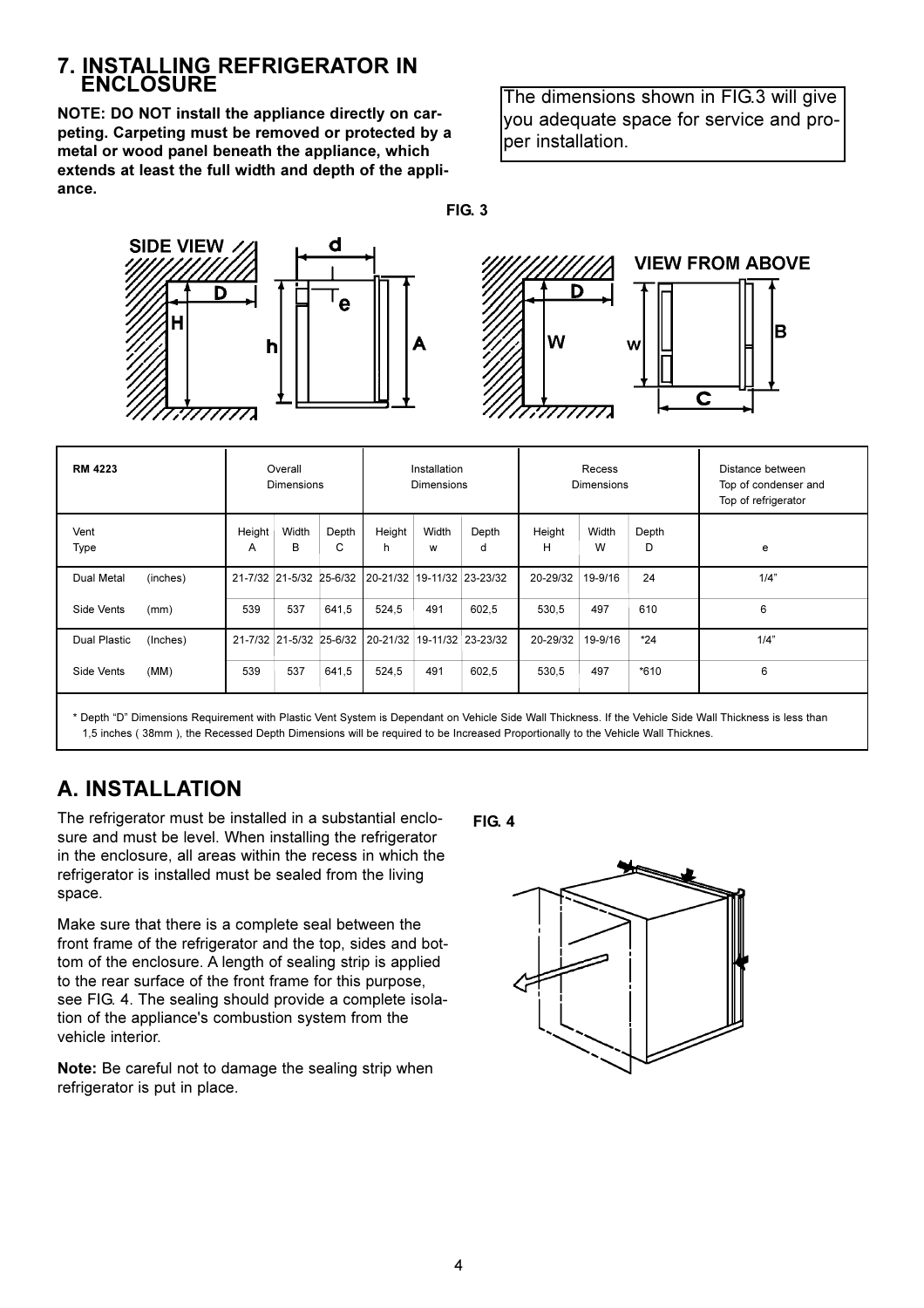## 7. INSTALLING REFRIGERATOR IN ENCLOSURE

**NOTE: DO NOT install the appliance directly on carpeting. Carpeting must be removed or protected by a metal or wood panel beneath the appliance, which extends at least the full width and depth of the appliance.**

The dimensions shown in FIG.3 will give you adequate space for service and proper installation.

FIG. 3

| RM 4223 | | Overall Dimensions | | | Installation Dimensions | | | Recess Dimensions | | | Distance between Top of condenser and Top of refrigerator |
|---|---|---|---|---|---|---|---|---|---|---|---|
| Vent Type | | Height A | Width B | Depth C | Height h | Width w | Depth d | Height H | Width W | Depth D | e |
| Dual Metal | (inches) | 21-7/32 | 21-5/32 | 25-6/32 | 20-21/32 | 19-11/32 | 23-23/32 | 20-29/32 | 19-9/16 | 24 | 1/4" |
| Side Vents | (mm) | 539 | 537 | 641,5 | 524,5 | 491 | 602,5 | 530,5 | 497 | 610 | 6 |
| Dual Plastic | (Inches) | 21-7/32 | 21-5/32 | 25-6/32 | 20-21/32 | 19-11/32 | 23-23/32 | 20-29/32 | 19-9/16 | *24 | 1/4" |
| Side Vents | (MM) | 539 | 537 | 641,5 | 524,5 | 491 | 602,5 | 530,5 | 497 | *610 | 6 |

* Depth "D" Dimensions Requirement with Plastic Vent System is Dependant on Vehicle Side Wall Thickness. If the Vehicle Side Wall Thickness is less than 1,5 inches ( 38mm ), the Recessed Depth Dimensions will be required to be Increased Proportionally to the Vehicle Wall Thicknes.

## A. INSTALLATION

The refrigerator must be installed in a substantial enclosure and must be level. When installing the refrigerator in the enclosure, all areas within the recess in which the refrigerator is installed must be sealed from the living space.

Make sure that there is a complete seal between the front frame of the refrigerator and the top, sides and bottom of the enclosure. A length of sealing strip is applied to the rear surface of the front frame for this purpose, see FIG. 4. The sealing should provide a complete isolation of the appliance's combustion system from the vehicle interior.

**Note:** Be careful not to damage the sealing strip when refrigerator is put in place.

FIG. 4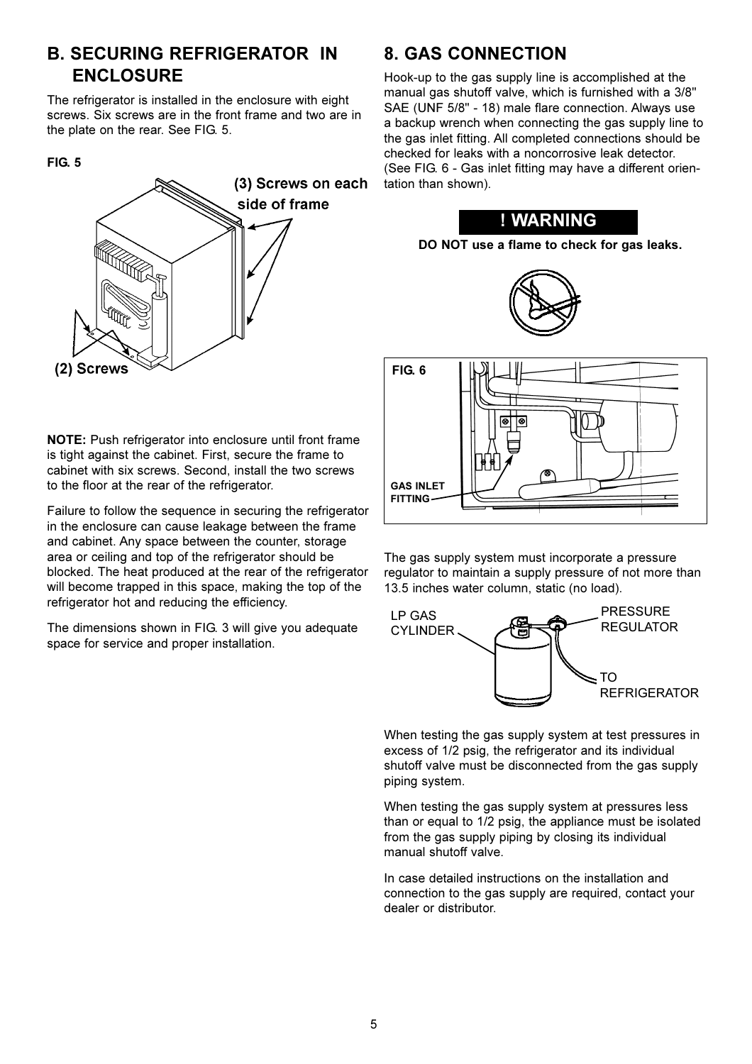## B. SECURING REFRIGERATOR IN ENCLOSURE

The refrigerator is installed in the enclosure with eight screws. Six screws are in the front frame and two are in the plate on the rear. See FIG. 5.

**FIG. 5**

(3) Screws on each side of frame

(2) Screws

**NOTE:** Push refrigerator into enclosure until front frame is tight against the cabinet. First, secure the frame to cabinet with six screws. Second, install the two screws to the floor at the rear of the refrigerator.

Failure to follow the sequence in securing the refrigerator in the enclosure can cause leakage between the frame and cabinet. Any space between the counter, storage area or ceiling and top of the refrigerator should be blocked. The heat produced at the rear of the refrigerator will become trapped in this space, making the top of the refrigerator hot and reducing the efficiency.

The dimensions shown in FIG. 3 will give you adequate space for service and proper installation.

## 8. GAS CONNECTION

Hook-up to the gas supply line is accomplished at the manual gas shutoff valve, which is furnished with a 3/8" SAE (UNF 5/8" - 18) male flare connection. Always use a backup wrench when connecting the gas supply line to the gas inlet fitting. All completed connections should be checked for leaks with a noncorrosive leak detector. (See FIG. 6 - Gas inlet fitting may have a different orientation than shown).

**! WARNING**

**DO NOT use a flame to check for gas leaks.**

**FIG. 6**

GAS INLET FITTING

The gas supply system must incorporate a pressure regulator to maintain a supply pressure of not more than 13.5 inches water column, static (no load).

LP GAS CYLINDER

PRESSURE REGULATOR

TO REFRIGERATOR

When testing the gas supply system at test pressures in excess of 1/2 psig, the refrigerator and its individual shutoff valve must be disconnected from the gas supply piping system.

When testing the gas supply system at pressures less than or equal to 1/2 psig, the appliance must be isolated from the gas supply piping by closing its individual manual shutoff valve.

In case detailed instructions on the installation and connection to the gas supply are required, contact your dealer or distributor.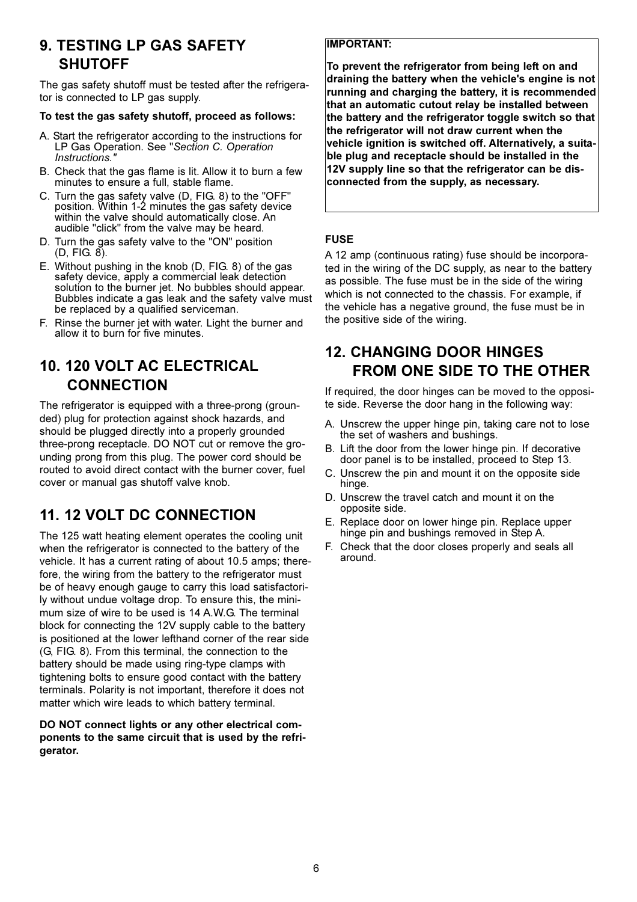## 9. TESTING LP GAS SAFETY SHUTOFF

The gas safety shutoff must be tested after the refrigerator is connected to LP gas supply.

**To test the gas safety shutoff, proceed as follows:**

A. Start the refrigerator according to the instructions for LP Gas Operation. See "*Section C. Operation Instructions."*

B. Check that the gas flame is lit. Allow it to burn a few minutes to ensure a full, stable flame.

C. Turn the gas safety valve (D, FIG. 8) to the "OFF" position. Within 1-2 minutes the gas safety device within the valve should automatically close. An audible "click" from the valve may be heard.

D. Turn the gas safety valve to the "ON" position (D, FIG. 8).

E. Without pushing in the knob (D, FIG. 8) of the gas safety device, apply a commercial leak detection solution to the burner jet. No bubbles should appear. Bubbles indicate a gas leak and the safety valve must be replaced by a qualified serviceman.

F. Rinse the burner jet with water. Light the burner and allow it to burn for five minutes.

## 10. 120 VOLT AC ELECTRICAL CONNECTION

The refrigerator is equipped with a three-prong (grounded) plug for protection against shock hazards, and should be plugged directly into a properly grounded three-prong receptacle. DO NOT cut or remove the grounding prong from this plug. The power cord should be routed to avoid direct contact with the burner cover, fuel cover or manual gas shutoff valve knob.

## 11. 12 VOLT DC CONNECTION

The 125 watt heating element operates the cooling unit when the refrigerator is connected to the battery of the vehicle. It has a current rating of about 10.5 amps; therefore, the wiring from the battery to the refrigerator must be of heavy enough gauge to carry this load satisfactorily without undue voltage drop. To ensure this, the minimum size of wire to be used is 14 A.W.G. The terminal block for connecting the 12V supply cable to the battery is positioned at the lower lefthand corner of the rear side (G, FIG. 8). From this terminal, the connection to the battery should be made using ring-type clamps with tightening bolts to ensure good contact with the battery terminals. Polarity is not important, therefore it does not matter which wire leads to which battery terminal.

**DO NOT connect lights or any other electrical components to the same circuit that is used by the refrigerator.**

**IMPORTANT:**

**To prevent the refrigerator from being left on and draining the battery when the vehicle's engine is not running and charging the battery, it is recommended that an automatic cutout relay be installed between the battery and the refrigerator toggle switch so that the refrigerator will not draw current when the vehicle ignition is switched off. Alternatively, a suitable plug and receptacle should be installed in the 12V supply line so that the refrigerator can be disconnected from the supply, as necessary.**

**FUSE**

A 12 amp (continuous rating) fuse should be incorporated in the wiring of the DC supply, as near to the battery as possible. The fuse must be in the side of the wiring which is not connected to the chassis. For example, if the vehicle has a negative ground, the fuse must be in the positive side of the wiring.

## 12. CHANGING DOOR HINGES FROM ONE SIDE TO THE OTHER

If required, the door hinges can be moved to the opposite side. Reverse the door hang in the following way:

A. Unscrew the upper hinge pin, taking care not to lose the set of washers and bushings.

B. Lift the door from the lower hinge pin. If decorative door panel is to be installed, proceed to Step 13.

C. Unscrew the pin and mount it on the opposite side hinge.

D. Unscrew the travel catch and mount it on the opposite side.

E. Replace door on lower hinge pin. Replace upper hinge pin and bushings removed in Step A.

F. Check that the door closes properly and seals all around.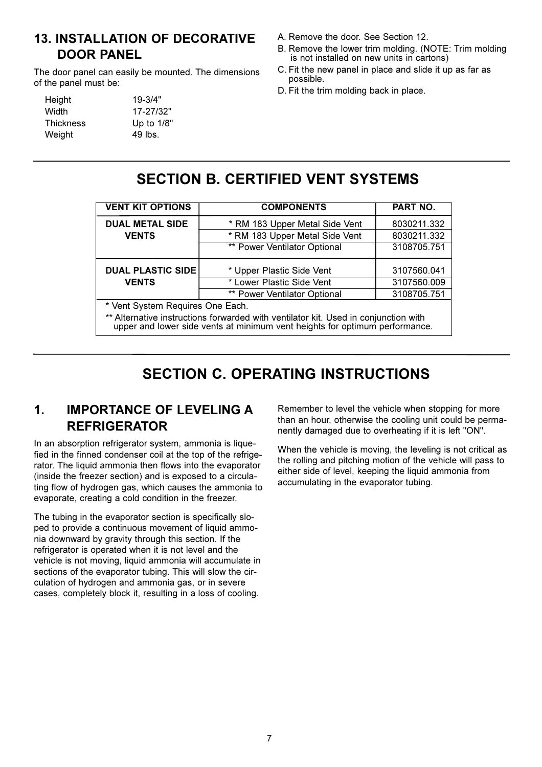## 13. INSTALLATION OF DECORATIVE DOOR PANEL

The door panel can easily be mounted. The dimensions of the panel must be:

| | |
|---|---|
| Height | 19-3/4" |
| Width | 17-27/32" |
| Thickness | Up to 1/8" |
| Weight | 49 lbs. |

A. Remove the door. See Section 12.

B. Remove the lower trim molding. (NOTE: Trim molding is not installed on new units in cartons)

C. Fit the new panel in place and slide it up as far as possible.

D. Fit the trim molding back in place.

# SECTION B. CERTIFIED VENT SYSTEMS

| VENT KIT OPTIONS | COMPONENTS | PART NO. |
|---|---|---|
| DUAL METAL SIDE VENTS | * RM 183 Upper Metal Side Vent | 8030211.332 |
| | * RM 183 Upper Metal Side Vent | 8030211.332 |
| | ** Power Ventilator Optional | 3108705.751 |
| DUAL PLASTIC SIDE VENTS | * Upper Plastic Side Vent | 3107560.041 |
| | * Lower Plastic Side Vent | 3107560.009 |
| | ** Power Ventilator Optional | 3108705.751 |

\* Vent System Requires One Each.

** Alternative instructions forwarded with ventilator kit. Used in conjunction with upper and lower side vents at minimum vent heights for optimum performance.

# SECTION C. OPERATING INSTRUCTIONS

## 1. IMPORTANCE OF LEVELING A REFRIGERATOR

In an absorption refrigerator system, ammonia is liquefied in the finned condenser coil at the top of the refrigerator. The liquid ammonia then flows into the evaporator (inside the freezer section) and is exposed to a circulating flow of hydrogen gas, which causes the ammonia to evaporate, creating a cold condition in the freezer.

The tubing in the evaporator section is specifically sloped to provide a continuous movement of liquid ammonia downward by gravity through this section. If the refrigerator is operated when it is not level and the vehicle is not moving, liquid ammonia will accumulate in sections of the evaporator tubing. This will slow the circulation of hydrogen and ammonia gas, or in severe cases, completely block it, resulting in a loss of cooling.

Remember to level the vehicle when stopping for more than an hour, otherwise the cooling unit could be permanently damaged due to overheating if it is left "ON".

When the vehicle is moving, the leveling is not critical as the rolling and pitching motion of the vehicle will pass to either side of level, keeping the liquid ammonia from accumulating in the evaporator tubing.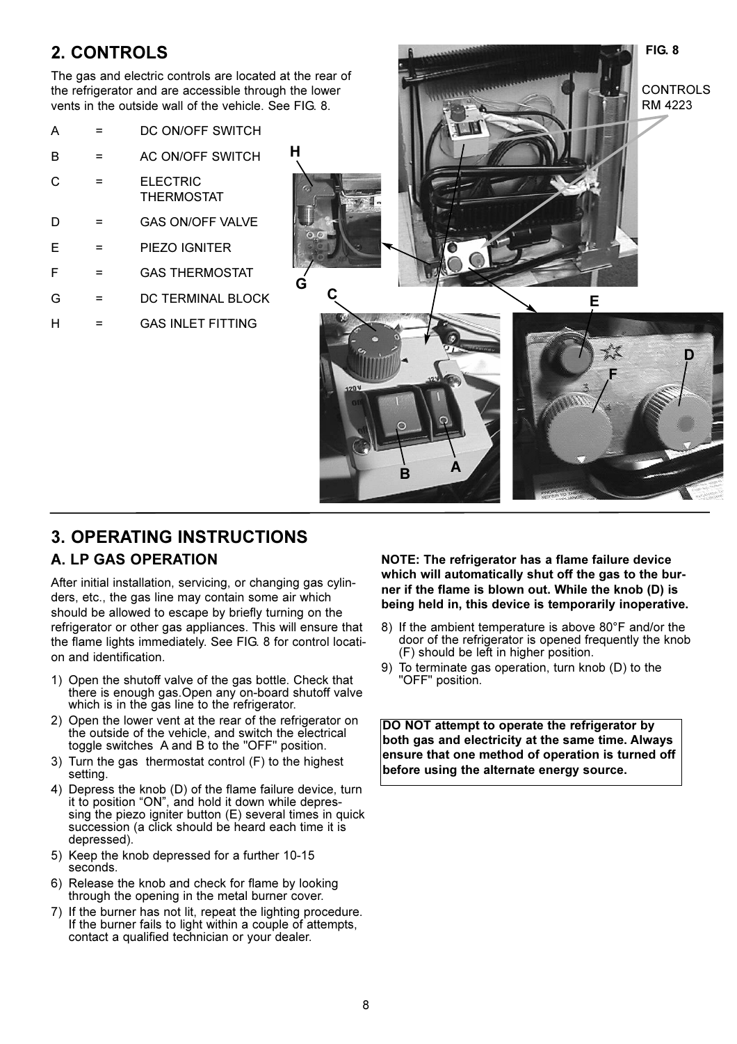## 2. CONTROLS

The gas and electric controls are located at the rear of the refrigerator and are accessible through the lower vents in the outside wall of the vehicle. See FIG. 8.

| | | |
|---|---|---|
| A | = | DC ON/OFF SWITCH |
| B | = | AC ON/OFF SWITCH |
| C | = | ELECTRIC THERMOSTAT |
| D | = | GAS ON/OFF VALVE |
| E | = | PIEZO IGNITER |
| F | = | GAS THERMOSTAT |
| G | = | DC TERMINAL BLOCK |
| H | = | GAS INLET FITTING |

FIG. 8

CONTROLS RM 4223

## 3. OPERATING INSTRUCTIONS

### A. LP GAS OPERATION

After initial installation, servicing, or changing gas cylinders, etc., the gas line may contain some air which should be allowed to escape by briefly turning on the refrigerator or other gas appliances. This will ensure that the flame lights immediately. See FIG. 8 for control location and identification.

1) Open the shutoff valve of the gas bottle. Check that there is enough gas.Open any on-board shutoff valve which is in the gas line to the refrigerator.
2) Open the lower vent at the rear of the refrigerator on the outside of the vehicle, and switch the electrical toggle switches A and B to the "OFF" position.
3) Turn the gas thermostat control (F) to the highest setting.
4) Depress the knob (D) of the flame failure device, turn it to position "ON", and hold it down while depressing the piezo igniter button (E) several times in quick succession (a click should be heard each time it is depressed).
5) Keep the knob depressed for a further 10-15 seconds.
6) Release the knob and check for flame by looking through the opening in the metal burner cover.
7) If the burner has not lit, repeat the lighting procedure. If the burner fails to light within a couple of attempts, contact a qualified technician or your dealer.

**NOTE: The refrigerator has a flame failure device which will automatically shut off the gas to the burner if the flame is blown out. While the knob (D) is being held in, this device is temporarily inoperative.**

8) If the ambient temperature is above 80°F and/or the door of the refrigerator is opened frequently the knob (F) should be left in higher position.
9) To terminate gas operation, turn knob (D) to the "OFF" position.

**DO NOT attempt to operate the refrigerator by both gas and electricity at the same time. Always ensure that one method of operation is turned off before using the alternate energy source.**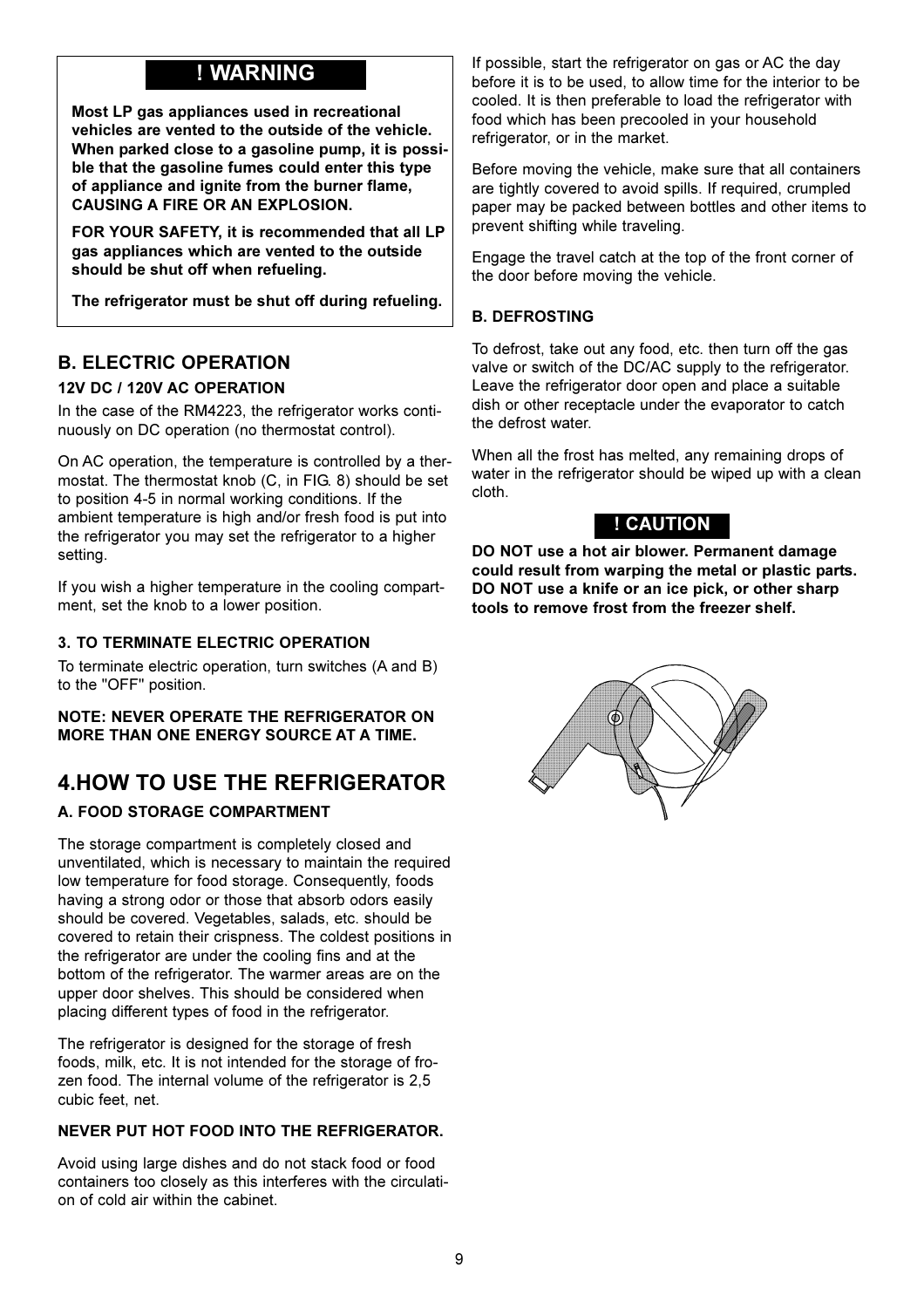## ! WARNING

**Most LP gas appliances used in recreational vehicles are vented to the outside of the vehicle. When parked close to a gasoline pump, it is possible that the gasoline fumes could enter this type of appliance and ignite from the burner flame, CAUSING A FIRE OR AN EXPLOSION.**

**FOR YOUR SAFETY, it is recommended that all LP gas appliances which are vented to the outside should be shut off when refueling.**

**The refrigerator must be shut off during refueling.**

## B. ELECTRIC OPERATION

### 12V DC / 120V AC OPERATION

In the case of the RM4223, the refrigerator works continuously on DC operation (no thermostat control).

On AC operation, the temperature is controlled by a thermostat. The thermostat knob (C, in FIG. 8) should be set to position 4-5 in normal working conditions. If the ambient temperature is high and/or fresh food is put into the refrigerator you may set the refrigerator to a higher setting.

If you wish a higher temperature in the cooling compartment, set the knob to a lower position.

### 3. TO TERMINATE ELECTRIC OPERATION

To terminate electric operation, turn switches (A and B) to the "OFF" position.

**NOTE: NEVER OPERATE THE REFRIGERATOR ON MORE THAN ONE ENERGY SOURCE AT A TIME.**

# 4.HOW TO USE THE REFRIGERATOR

### A. FOOD STORAGE COMPARTMENT

The storage compartment is completely closed and unventilated, which is necessary to maintain the required low temperature for food storage. Consequently, foods having a strong odor or those that absorb odors easily should be covered. Vegetables, salads, etc. should be covered to retain their crispness. The coldest positions in the refrigerator are under the cooling fins and at the bottom of the refrigerator. The warmer areas are on the upper door shelves. This should be considered when placing different types of food in the refrigerator.

The refrigerator is designed for the storage of fresh foods, milk, etc. It is not intended for the storage of frozen food. The internal volume of the refrigerator is 2,5 cubic feet, net.

**NEVER PUT HOT FOOD INTO THE REFRIGERATOR.**

Avoid using large dishes and do not stack food or food containers too closely as this interferes with the circulation of cold air within the cabinet.

If possible, start the refrigerator on gas or AC the day before it is to be used, to allow time for the interior to be cooled. It is then preferable to load the refrigerator with food which has been precooled in your household refrigerator, or in the market.

Before moving the vehicle, make sure that all containers are tightly covered to avoid spills. If required, crumpled paper may be packed between bottles and other items to prevent shifting while traveling.

Engage the travel catch at the top of the front corner of the door before moving the vehicle.

### B. DEFROSTING

To defrost, take out any food, etc. then turn off the gas valve or switch of the DC/AC supply to the refrigerator. Leave the refrigerator door open and place a suitable dish or other receptacle under the evaporator to catch the defrost water.

When all the frost has melted, any remaining drops of water in the refrigerator should be wiped up with a clean cloth.

## ! CAUTION

**DO NOT use a hot air blower. Permanent damage could result from warping the metal or plastic parts. DO NOT use a knife or an ice pick, or other sharp tools to remove frost from the freezer shelf.**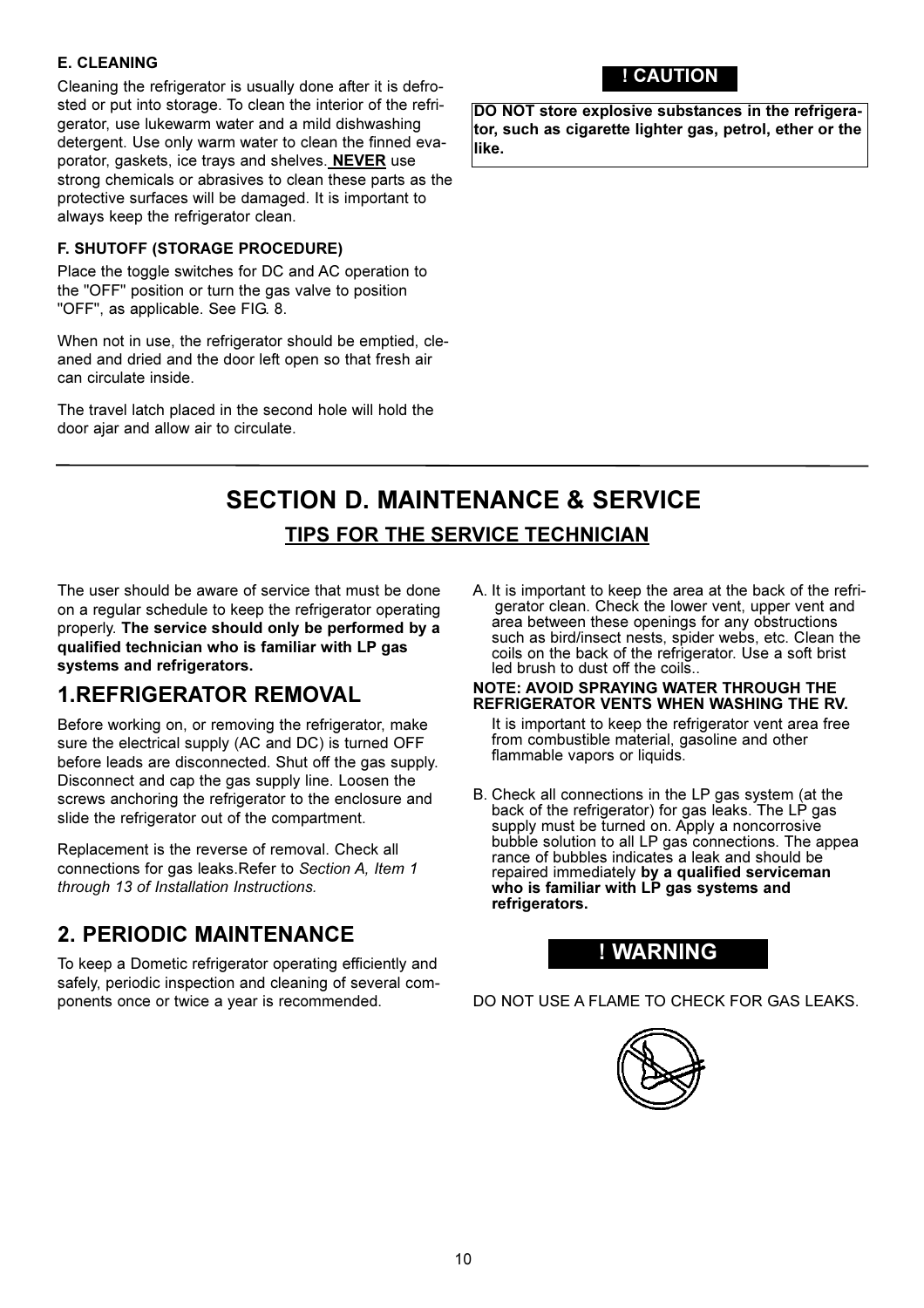### E. CLEANING

Cleaning the refrigerator is usually done after it is defrosted or put into storage. To clean the interior of the refrigerator, use lukewarm water and a mild dishwashing detergent. Use only warm water to clean the finned evaporator, gaskets, ice trays and shelves. **NEVER** use strong chemicals or abrasives to clean these parts as the protective surfaces will be damaged. It is important to always keep the refrigerator clean.

### F. SHUTOFF (STORAGE PROCEDURE)

Place the toggle switches for DC and AC operation to the "OFF" position or turn the gas valve to position "OFF", as applicable. See FIG. 8.

When not in use, the refrigerator should be emptied, cleaned and dried and the door left open so that fresh air can circulate inside.

The travel latch placed in the second hole will hold the door ajar and allow air to circulate.

**! CAUTION**

**DO NOT store explosive substances in the refrigerator, such as cigarette lighter gas, petrol, ether or the like.**

# SECTION D. MAINTENANCE & SERVICE

## TIPS FOR THE SERVICE TECHNICIAN

The user should be aware of service that must be done on a regular schedule to keep the refrigerator operating properly. **The service should only be performed by a qualified technician who is familiar with LP gas systems and refrigerators.**

## 1.REFRIGERATOR REMOVAL

Before working on, or removing the refrigerator, make sure the electrical supply (AC and DC) is turned OFF before leads are disconnected. Shut off the gas supply. Disconnect and cap the gas supply line. Loosen the screws anchoring the refrigerator to the enclosure and slide the refrigerator out of the compartment.

Replacement is the reverse of removal. Check all connections for gas leaks.Refer to *Section A, Item 1 through 13 of Installation Instructions.*

## 2. PERIODIC MAINTENANCE

To keep a Dometic refrigerator operating efficiently and safely, periodic inspection and cleaning of several components once or twice a year is recommended.

A. It is important to keep the area at the back of the refrigerator clean. Check the lower vent, upper vent and area between these openings for any obstructions such as bird/insect nests, spider webs, etc. Clean the coils on the back of the refrigerator. Use a soft bristled brush to dust off the coils..

**NOTE: AVOID SPRAYING WATER THROUGH THE REFRIGERATOR VENTS WHEN WASHING THE RV.**

It is important to keep the refrigerator vent area free from combustible material, gasoline and other flammable vapors or liquids.

B. Check all connections in the LP gas system (at the back of the refrigerator) for gas leaks. The LP gas supply must be turned on. Apply a noncorrosive bubble solution to all LP gas connections. The appearance of bubbles indicates a leak and should be repaired immediately **by a qualified serviceman who is familiar with LP gas systems and refrigerators.**

**! WARNING**

DO NOT USE A FLAME TO CHECK FOR GAS LEAKS.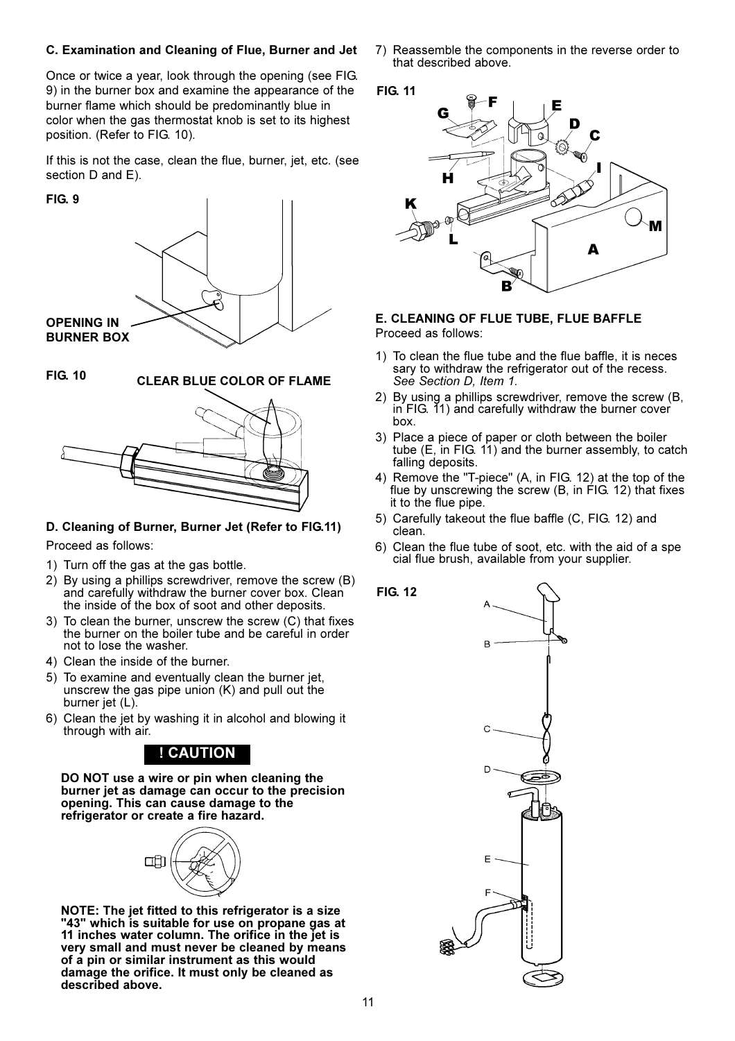### C. Examination and Cleaning of Flue, Burner and Jet

Once or twice a year, look through the opening (see FIG. 9) in the burner box and examine the appearance of the burner flame which should be predominantly blue in color when the gas thermostat knob is set to its highest position. (Refer to FIG. 10).

If this is not the case, clean the flue, burner, jet, etc. (see section D and E).

FIG. 9

OPENING IN BURNER BOX

FIG. 10

CLEAR BLUE COLOR OF FLAME

### D. Cleaning of Burner, Burner Jet (Refer to FIG.11)

Proceed as follows:

1) Turn off the gas at the gas bottle.
2) By using a phillips screwdriver, remove the screw (B) and carefully withdraw the burner cover box. Clean the inside of the box of soot and other deposits.
3) To clean the burner, unscrew the screw (C) that fixes the burner on the boiler tube and be careful in order not to lose the washer.
4) Clean the inside of the burner.
5) To examine and eventually clean the burner jet, unscrew the gas pipe union (K) and pull out the burner jet (L).
6) Clean the jet by washing it in alcohol and blowing it through with air.

**! CAUTION**

**DO NOT use a wire or pin when cleaning the burner jet as damage can occur to the precision opening. This can cause damage to the refrigerator or create a fire hazard.**

**NOTE: The jet fitted to this refrigerator is a size "43" which is suitable for use on propane gas at 11 inches water column. The orifice in the jet is very small and must never be cleaned by means of a pin or similar instrument as this would damage the orifice. It must only be cleaned as described above.**

7) Reassemble the components in the reverse order to that described above.

FIG. 11

### E. CLEANING OF FLUE TUBE, FLUE BAFFLE

Proceed as follows:

1) To clean the flue tube and the flue baffle, it is necessary to withdraw the refrigerator out of the recess. *See Section D, Item 1.*
2) By using a phillips screwdriver, remove the screw (B, in FIG. 11) and carefully withdraw the burner cover box.
3) Place a piece of paper or cloth between the boiler tube (E, in FIG. 11) and the burner assembly, to catch falling deposits.
4) Remove the "T-piece" (A, in FIG. 12) at the top of the flue by unscrewing the screw (B, in FIG. 12) that fixes it to the flue pipe.
5) Carefully takeout the flue baffle (C, FIG. 12) and clean.
6) Clean the flue tube of soot, etc. with the aid of a special flue brush, available from your supplier.

FIG. 12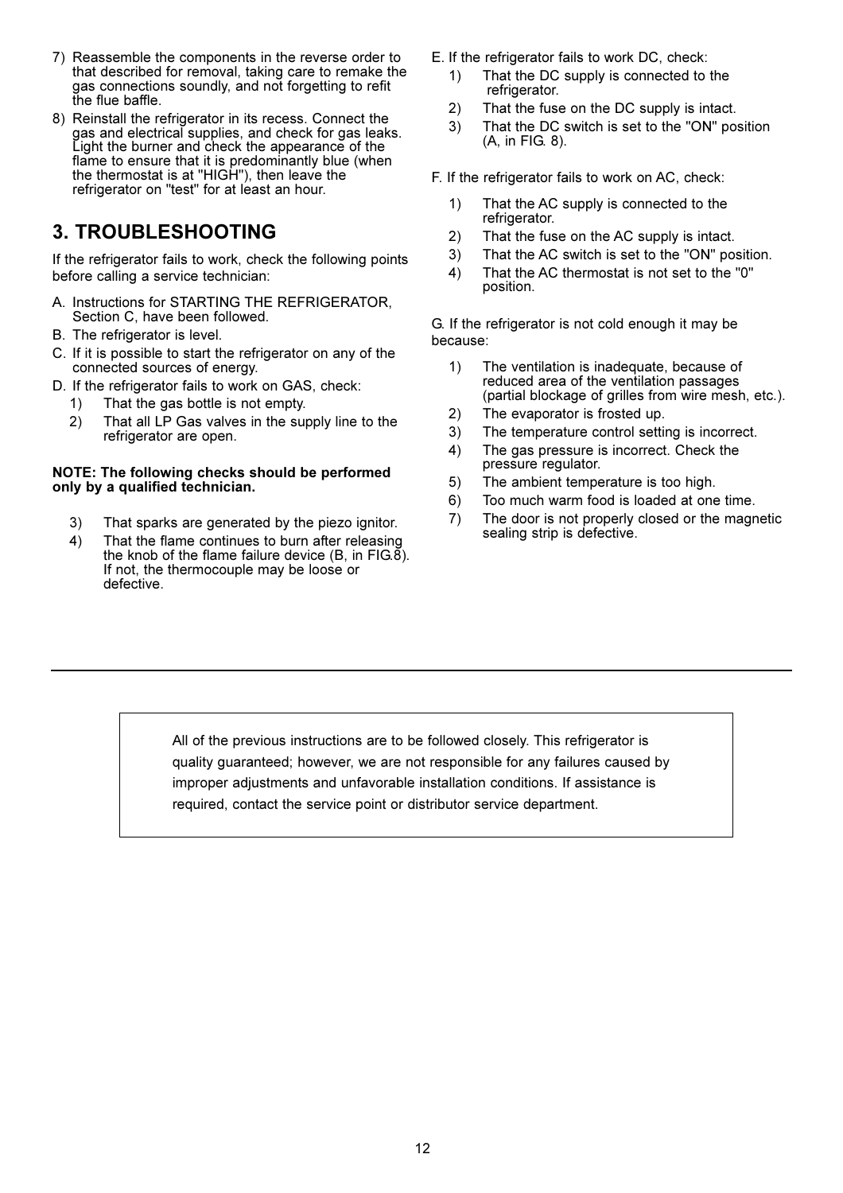7) Reassemble the components in the reverse order to that described for removal, taking care to remake the gas connections soundly, and not forgetting to refit the flue baffle.
8) Reinstall the refrigerator in its recess. Connect the gas and electrical supplies, and check for gas leaks. Light the burner and check the appearance of the flame to ensure that it is predominantly blue (when the thermostat is at "HIGH"), then leave the refrigerator on "test" for at least an hour.

## 3. TROUBLESHOOTING

If the refrigerator fails to work, check the following points before calling a service technician:

A. Instructions for STARTING THE REFRIGERATOR, Section C, have been followed.
B. The refrigerator is level.
C. If it is possible to start the refrigerator on any of the connected sources of energy.
D. If the refrigerator fails to work on GAS, check:
   1) That the gas bottle is not empty.
   2) That all LP Gas valves in the supply line to the refrigerator are open.

**NOTE: The following checks should be performed only by a qualified technician.**

   3) That sparks are generated by the piezo ignitor.
   4) That the flame continues to burn after releasing the knob of the flame failure device (B, in FIG.8). If not, the thermocouple may be loose or defective.

E. If the refrigerator fails to work DC, check:
   1) That the DC supply is connected to the refrigerator.
   2) That the fuse on the DC supply is intact.
   3) That the DC switch is set to the "ON" position (A, in FIG. 8).

F. If the refrigerator fails to work on AC, check:
   1) That the AC supply is connected to the refrigerator.
   2) That the fuse on the AC supply is intact.
   3) That the AC switch is set to the "ON" position.
   4) That the AC thermostat is not set to the "0" position.

G. If the refrigerator is not cold enough it may be because:
   1) The ventilation is inadequate, because of reduced area of the ventilation passages (partial blockage of grilles from wire mesh, etc.).
   2) The evaporator is frosted up.
   3) The temperature control setting is incorrect.
   4) The gas pressure is incorrect. Check the pressure regulator.
   5) The ambient temperature is too high.
   6) Too much warm food is loaded at one time.
   7) The door is not properly closed or the magnetic sealing strip is defective.

---

All of the previous instructions are to be followed closely. This refrigerator is quality guaranteed; however, we are not responsible for any failures caused by improper adjustments and unfavorable installation conditions. If assistance is required, contact the service point or distributor service department.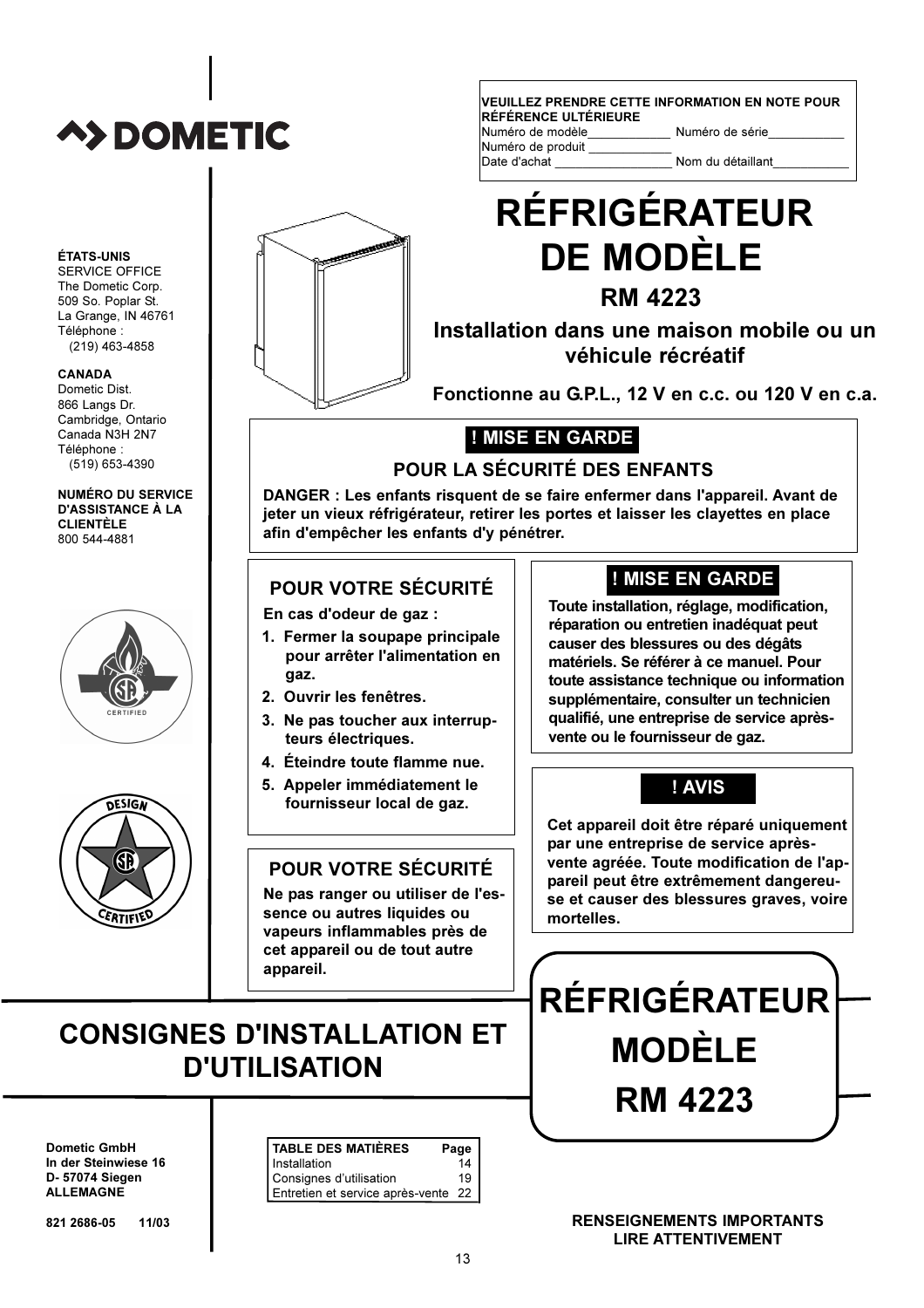**DOMETIC**

**ÉTATS-UNIS**
SERVICE OFFICE
The Dometic Corp.
509 So. Poplar St.
La Grange, IN 46761
Téléphone :
(219) 463-4858

**CANADA**
Dometic Dist.
866 Langs Dr.
Cambridge, Ontario
Canada N3H 2N7
Téléphone :
(519) 653-4390

**NUMÉRO DU SERVICE D'ASSISTANCE À LA CLIENTÈLE**
800 544-4881

**VEUILLEZ PRENDRE CETTE INFORMATION EN NOTE POUR RÉFÉRENCE ULTÉRIEURE**
Numéro de modèle____________ Numéro de série___________
Numéro de produit ____________
Date d'achat _________________ Nom du détaillant___________

# RÉFRIGÉRATEUR DE MODÈLE

## RM 4223

### Installation dans une maison mobile ou un véhicule récréatif

**Fonctionne au G.P.L., 12 V en c.c. ou 120 V en c.a.**

**! MISE EN GARDE**

**POUR LA SÉCURITÉ DES ENFANTS**

**DANGER : Les enfants risquent de se faire enfermer dans l'appareil. Avant de jeter un vieux réfrigérateur, retirer les portes et laisser les clayettes en place afin d'empêcher les enfants d'y pénétrer.**

**POUR VOTRE SÉCURITÉ**

**En cas d'odeur de gaz :**

1. **Fermer la soupape principale pour arrêter l'alimentation en gaz.**
2. **Ouvrir les fenêtres.**
3. **Ne pas toucher aux interrupteurs électriques.**
4. **Éteindre toute flamme nue.**
5. **Appeler immédiatement le fournisseur local de gaz.**

**! MISE EN GARDE**

**Toute installation, réglage, modification, réparation ou entretien inadéquat peut causer des blessures ou des dégâts matériels. Se référer à ce manuel. Pour toute assistance technique ou information supplémentaire, consulter un technicien qualifié, une entreprise de service après-vente ou le fournisseur de gaz.**

**POUR VOTRE SÉCURITÉ**

**Ne pas ranger ou utiliser de l'essence ou autres liquides ou vapeurs inflammables près de cet appareil ou de tout autre appareil.**

**! AVIS**

**Cet appareil doit être réparé uniquement par une entreprise de service après-vente agréée. Toute modification de l'appareil peut être extrêmement dangereuse et causer des blessures graves, voire mortelles.**

## CONSIGNES D'INSTALLATION ET D'UTILISATION

# RÉFRIGÉRATEUR MODÈLE RM 4223

**Dometic GmbH**
**In der Steinwiese 16**
**D- 57074 Siegen**
**ALLEMAGNE**

**821 2686-05 11/03**

| TABLE DES MATIÈRES | Page |
|---|---|
| Installation | 14 |
| Consignes d'utilisation | 19 |
| Entretien et service après-vente | 22 |

**RENSEIGNEMENTS IMPORTANTS LIRE ATTENTIVEMENT**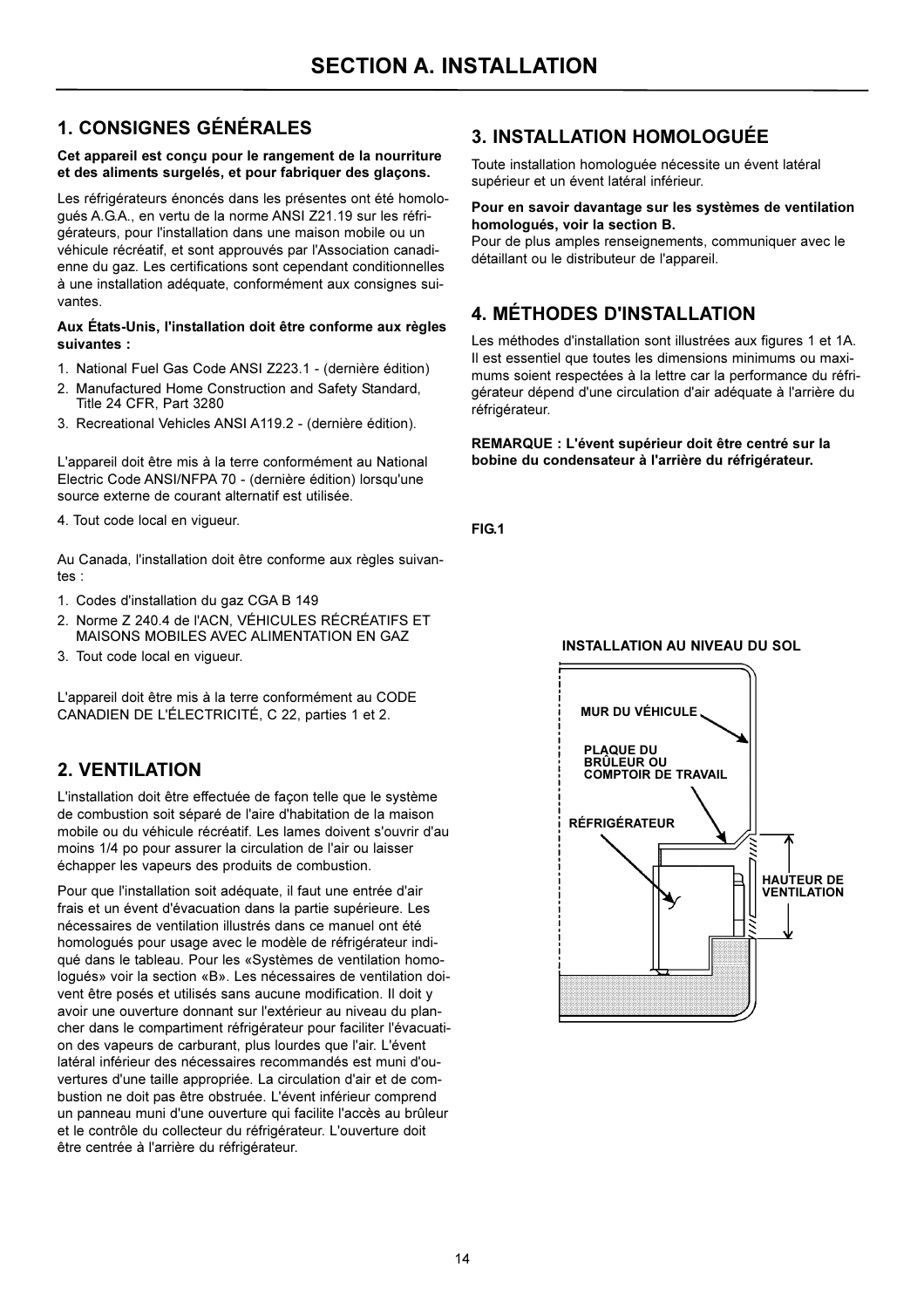# SECTION A. INSTALLATION

## 1. CONSIGNES GÉNÉRALES

**Cet appareil est conçu pour le rangement de la nourriture et des aliments surgelés, et pour fabriquer des glaçons.**

Les réfrigérateurs énoncés dans les présentes ont été homologués A.G.A., en vertu de la norme ANSI Z21.19 sur les réfrigérateurs, pour l'installation dans une maison mobile ou un véhicule récréatif, et sont approuvés par l'Association canadienne du gaz. Les certifications sont cependant conditionnelles à une installation adéquate, conformément aux consignes suivantes.

**Aux États-Unis, l'installation doit être conforme aux règles suivantes :**

1. National Fuel Gas Code ANSI Z223.1 - (dernière édition)
2. Manufactured Home Construction and Safety Standard, Title 24 CFR, Part 3280
3. Recreational Vehicles ANSI A119.2 - (dernière édition).

L'appareil doit être mis à la terre conformément au National Electric Code ANSI/NFPA 70 - (dernière édition) lorsqu'une source externe de courant alternatif est utilisée.

4. Tout code local en vigueur.

Au Canada, l'installation doit être conforme aux règles suivantes :

1. Codes d'installation du gaz CGA B 149
2. Norme Z 240.4 de l'ACN, VÉHICULES RÉCRÉATIFS ET MAISONS MOBILES AVEC ALIMENTATION EN GAZ
3. Tout code local en vigueur.

L'appareil doit être mis à la terre conformément au CODE CANADIEN DE L'ÉLECTRICITÉ, C 22, parties 1 et 2.

## 2. VENTILATION

L'installation doit être effectuée de façon telle que le système de combustion soit séparé de l'aire d'habitation de la maison mobile ou du véhicule récréatif. Les lames doivent s'ouvrir d'au moins 1/4 po pour assurer la circulation de l'air ou laisser échapper les vapeurs des produits de combustion.

Pour que l'installation soit adéquate, il faut une entrée d'air frais et un évent d'évacuation dans la partie supérieure. Les nécessaires de ventilation illustrés dans ce manuel ont été homologués pour usage avec le modèle de réfrigérateur indiqué dans le tableau. Pour les «Systèmes de ventilation homologués» voir la section «B». Les nécessaires de ventilation doivent être posés et utilisés sans aucune modification. Il doit y avoir une ouverture donnant sur l'extérieur au niveau du plancher dans le compartiment réfrigérateur pour faciliter l'évacuation des vapeurs de carburant, plus lourdes que l'air. L'évent latéral inférieur des nécessaires recommandés est muni d'ouvertures d'une taille appropriée. La circulation d'air et de combustion ne doit pas être obstruée. L'évent inférieur comprend un panneau muni d'une ouverture qui facilite l'accès au brûleur et le contrôle du collecteur du réfrigérateur. L'ouverture doit être centrée à l'arrière du réfrigérateur.

## 3. INSTALLATION HOMOLOGUÉE

Toute installation homologuée nécessite un évent latéral supérieur et un évent latéral inférieur.

**Pour en savoir davantage sur les systèmes de ventilation homologués, voir la section B.**
Pour de plus amples renseignements, communiquer avec le détaillant ou le distributeur de l'appareil.

## 4. MÉTHODES D'INSTALLATION

Les méthodes d'installation sont illustrées aux figures 1 et 1A. Il est essentiel que toutes les dimensions minimums ou maximums soient respectées à la lettre car la performance du réfrigérateur dépend d'une circulation d'air adéquate à l'arrière du réfrigérateur.

**REMARQUE : L'évent supérieur doit être centré sur la bobine du condensateur à l'arrière du réfrigérateur.**

**FIG.1**

INSTALLATION AU NIVEAU DU SOL

MUR DU VÉHICULE

PLAQUE DU BRÛLEUR OU COMPTOIR DE TRAVAIL

RÉFRIGÉRATEUR

HAUTEUR DE VENTILATION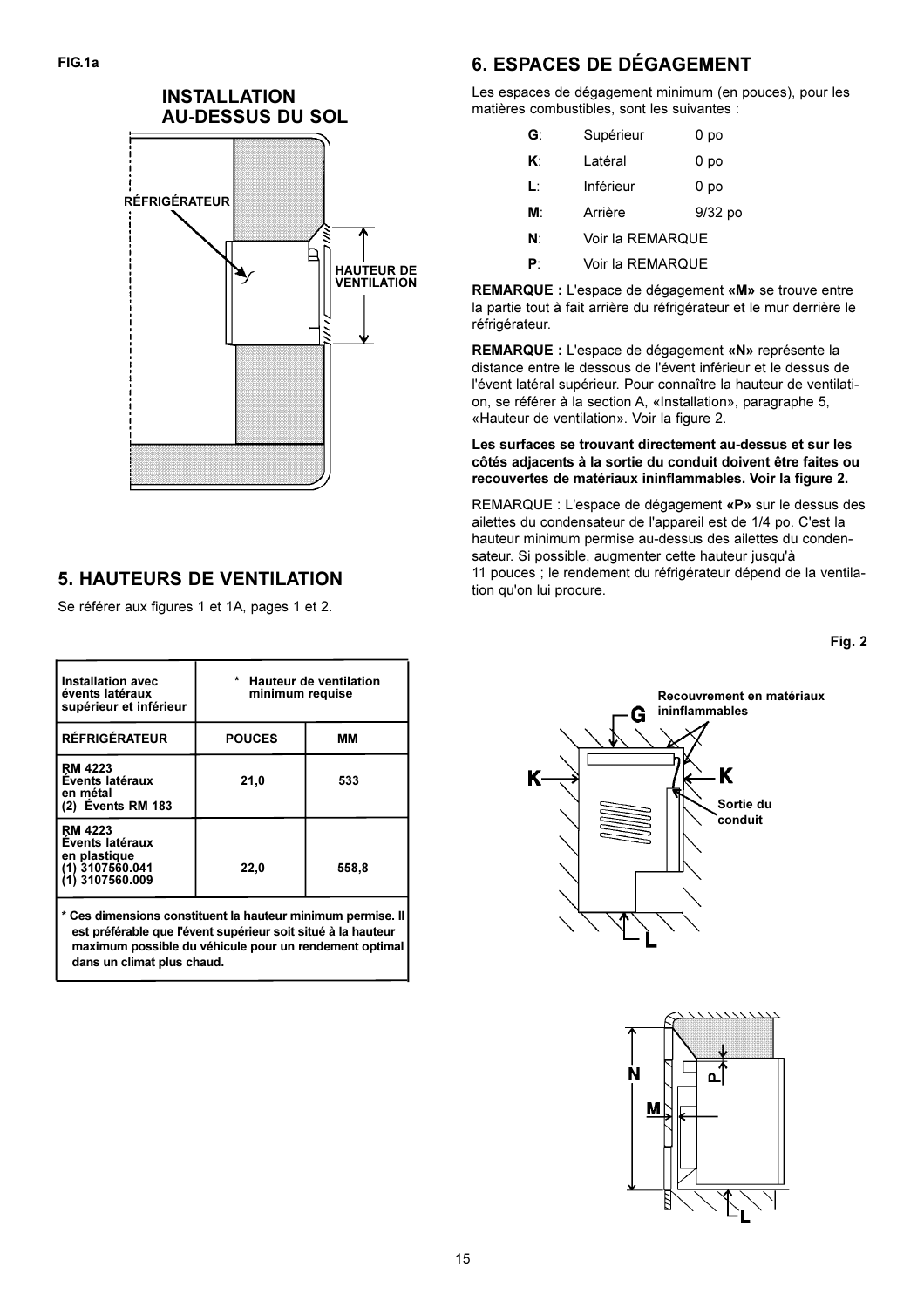FIG.1a

INSTALLATION AU-DESSUS DU SOL

RÉFRIGÉRATEUR

HAUTEUR DE VENTILATION

## 5. HAUTEURS DE VENTILATION

Se référer aux figures 1 et 1A, pages 1 et 2.

| Installation avec évents latéraux supérieur et inférieur | * Hauteur de ventilation minimum requise | |
|---|---|---|
| **RÉFRIGÉRATEUR** | **POUCES** | **MM** |
| **RM 4223 Évents latéraux en métal (2) Évents RM 183** | **21,0** | **533** |
| **RM 4223 Évents latéraux en plastique (1) 3107560.041 (1) 3107560.009** | **22,0** | **558,8** |

**\* Ces dimensions constituent la hauteur minimum permise. Il est préférable que l'évent supérieur soit situé à la hauteur maximum possible du véhicule pour un rendement optimal dans un climat plus chaud.**

## 6. ESPACES DE DÉGAGEMENT

Les espaces de dégagement minimum (en pouces), pour les matières combustibles, sont les suivantes :

- **G**: Supérieur 0 po
- **K**: Latéral 0 po
- **L**: Inférieur 0 po
- **M**: Arrière 9/32 po
- **N**: Voir la REMARQUE
- **P**: Voir la REMARQUE

**REMARQUE :** L'espace de dégagement **«M»** se trouve entre la partie tout à fait arrière du réfrigérateur et le mur derrière le réfrigérateur.

**REMARQUE :** L'espace de dégagement **«N»** représente la distance entre le dessous de l'évent inférieur et le dessus de l'évent latéral supérieur. Pour connaître la hauteur de ventilation, se référer à la section A, «Installation», paragraphe 5, «Hauteur de ventilation». Voir la figure 2.

**Les surfaces se trouvant directement au-dessus et sur les côtés adjacents à la sortie du conduit doivent être faites ou recouvertes de matériaux ininflammables. Voir la figure 2.**

REMARQUE : L'espace de dégagement **«P»** sur le dessus des ailettes du condensateur de l'appareil est de 1/4 po. C'est la hauteur minimum permise au-dessus des ailettes du condensateur. Si possible, augmenter cette hauteur jusqu'à 11 pouces ; le rendement du réfrigérateur dépend de la ventilation qu'on lui procure.

Fig. 2

Recouvrement en matériaux ininflammables

Sortie du conduit

G K K L N M P L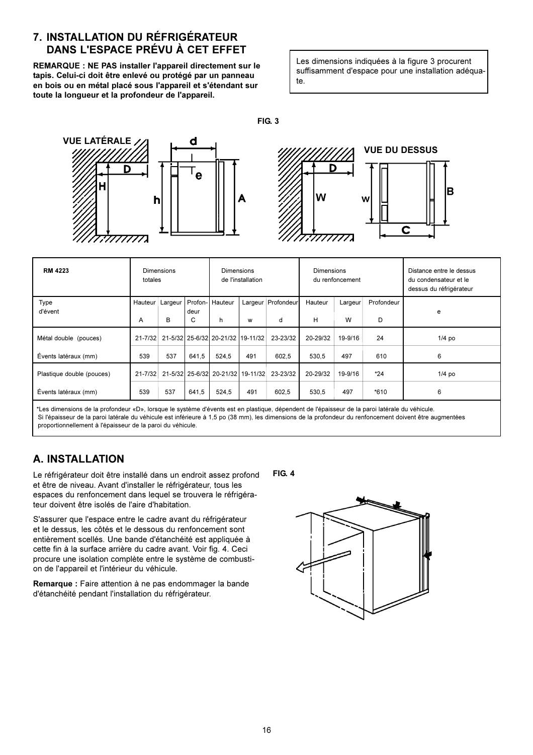## 7. INSTALLATION DU RÉFRIGÉRATEUR DANS L'ESPACE PRÉVU À CET EFFET

**REMARQUE : NE PAS installer l'appareil directement sur le tapis. Celui-ci doit être enlevé ou protégé par un panneau en bois ou en métal placé sous l'appareil et s'étendant sur toute la longueur et la profondeur de l'appareil.**

Les dimensions indiquées à la figure 3 procurent suffisamment d'espace pour une installation adéquate.

FIG. 3

VUE LATÉRALE

VUE DU DESSUS

| RM 4223 | Dimensions totales | | | Dimensions de l'installation | | | Dimensions du renfoncement | | | Distance entre le dessus du condensateur et le dessus du réfrigérateur |
|---|---|---|---|---|---|---|---|---|---|---|
| Type d'évent | Hauteur A | Largeur B | Profondeur C | Hauteur h | Largeur w | Profondeur d | Hauteur H | Largeur W | Profondeur D | e |
| Métal double (pouces) | 21-7/32 | 21-5/32 | 25-6/32 | 20-21/32 | 19-11/32 | 23-23/32 | 20-29/32 | 19-9/16 | 24 | 1/4 po |
| Évents latéraux (mm) | 539 | 537 | 641,5 | 524,5 | 491 | 602,5 | 530,5 | 497 | 610 | 6 |
| Plastique double (pouces) | 21-7/32 | 21-5/32 | 25-6/32 | 20-21/32 | 19-11/32 | 23-23/32 | 20-29/32 | 19-9/16 | *24 | 1/4 po |
| Évents latéraux (mm) | 539 | 537 | 641,5 | 524,5 | 491 | 602,5 | 530,5 | 497 | *610 | 6 |

*Les dimensions de la profondeur «D», lorsque le système d'évents est en plastique, dépendent de l'épaisseur de la paroi latérale du véhicule. Si l'épaisseur de la paroi latérale du véhicule est inférieure à 1,5 po (38 mm), les dimensions de la profondeur du renfoncement doivent être augmentées proportionnellement à l'épaisseur de la paroi du véhicule.

## A. INSTALLATION

Le réfrigérateur doit être installé dans un endroit assez profond et être de niveau. Avant d'installer le réfrigérateur, tous les espaces du renfoncement dans lequel se trouvera le réfrigérateur doivent être isolés de l'aire d'habitation.

S'assurer que l'espace entre le cadre avant du réfrigérateur et le dessus, les côtés et le dessous du renfoncement sont entièrement scellés. Une bande d'étanchéité est appliquée à cette fin à la surface arrière du cadre avant. Voir fig. 4. Ceci procure une isolation complète entre le système de combustion de l'appareil et l'intérieur du véhicule.

**Remarque :** Faire attention à ne pas endommager la bande d'étanchéité pendant l'installation du réfrigérateur.

FIG. 4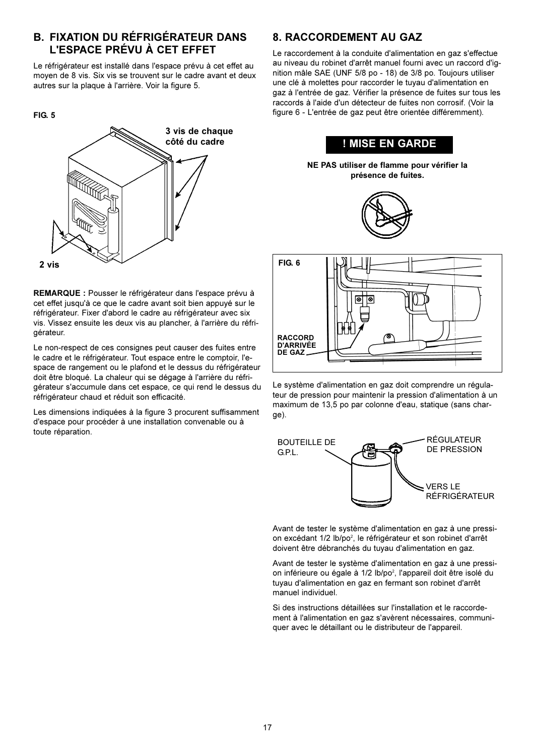## B. FIXATION DU RÉFRIGÉRATEUR DANS L'ESPACE PRÉVU À CET EFFET

Le réfrigérateur est installé dans l'espace prévu à cet effet au moyen de 8 vis. Six vis se trouvent sur le cadre avant et deux autres sur la plaque à l'arrière. Voir la figure 5.

**FIG. 5**

**3 vis de chaque côté du cadre**

**2 vis**

**REMARQUE :** Pousser le réfrigérateur dans l'espace prévu à cet effet jusqu'à ce que le cadre avant soit bien appuyé sur le réfrigérateur. Fixer d'abord le cadre au réfrigérateur avec six vis. Vissez ensuite les deux vis au plancher, à l'arrière du réfrigérateur.

Le non-respect de ces consignes peut causer des fuites entre le cadre et le réfrigérateur. Tout espace entre le comptoir, l'espace de rangement ou le plafond et le dessus du réfrigérateur doit être bloqué. La chaleur qui se dégage à l'arrière du réfrigérateur s'accumule dans cet espace, ce qui rend le dessus du réfrigérateur chaud et réduit son efficacité.

Les dimensions indiquées à la figure 3 procurent suffisamment d'espace pour procéder à une installation convenable ou à toute réparation.

## 8. RACCORDEMENT AU GAZ

Le raccordement à la conduite d'alimentation en gaz s'effectue au niveau du robinet d'arrêt manuel fourni avec un raccord d'ignition mâle SAE (UNF 5/8 po - 18) de 3/8 po. Toujours utiliser une clé à molettes pour raccorder le tuyau d'alimentation en gaz à l'entrée de gaz. Vérifier la présence de fuites sur tous les raccords à l'aide d'un détecteur de fuites non corrosif. (Voir la figure 6 - L'entrée de gaz peut être orientée différemment).

**! MISE EN GARDE**

**NE PAS utiliser de flamme pour vérifier la présence de fuites.**

**FIG. 6**

**RACCORD D'ARRIVÉE DE GAZ**

Le système d'alimentation en gaz doit comprendre un régulateur de pression pour maintenir la pression d'alimentation à un maximum de 13,5 po par colonne d'eau, statique (sans charge).

BOUTEILLE DE G.P.L.

RÉGULATEUR DE PRESSION

VERS LE RÉFRIGÉRATEUR

Avant de tester le système d'alimentation en gaz à une pression excédant 1/2 lb/po$^2$, le réfrigérateur et son robinet d'arrêt doivent être débranchés du tuyau d'alimentation en gaz.

Avant de tester le système d'alimentation en gaz à une pression inférieure ou égale à 1/2 lb/po$^2$, l'appareil doit être isolé du tuyau d'alimentation en gaz en fermant son robinet d'arrêt manuel individuel.

Si des instructions détaillées sur l'installation et le raccordement à l'alimentation en gaz s'avèrent nécessaires, communiquer avec le détaillant ou le distributeur de l'appareil.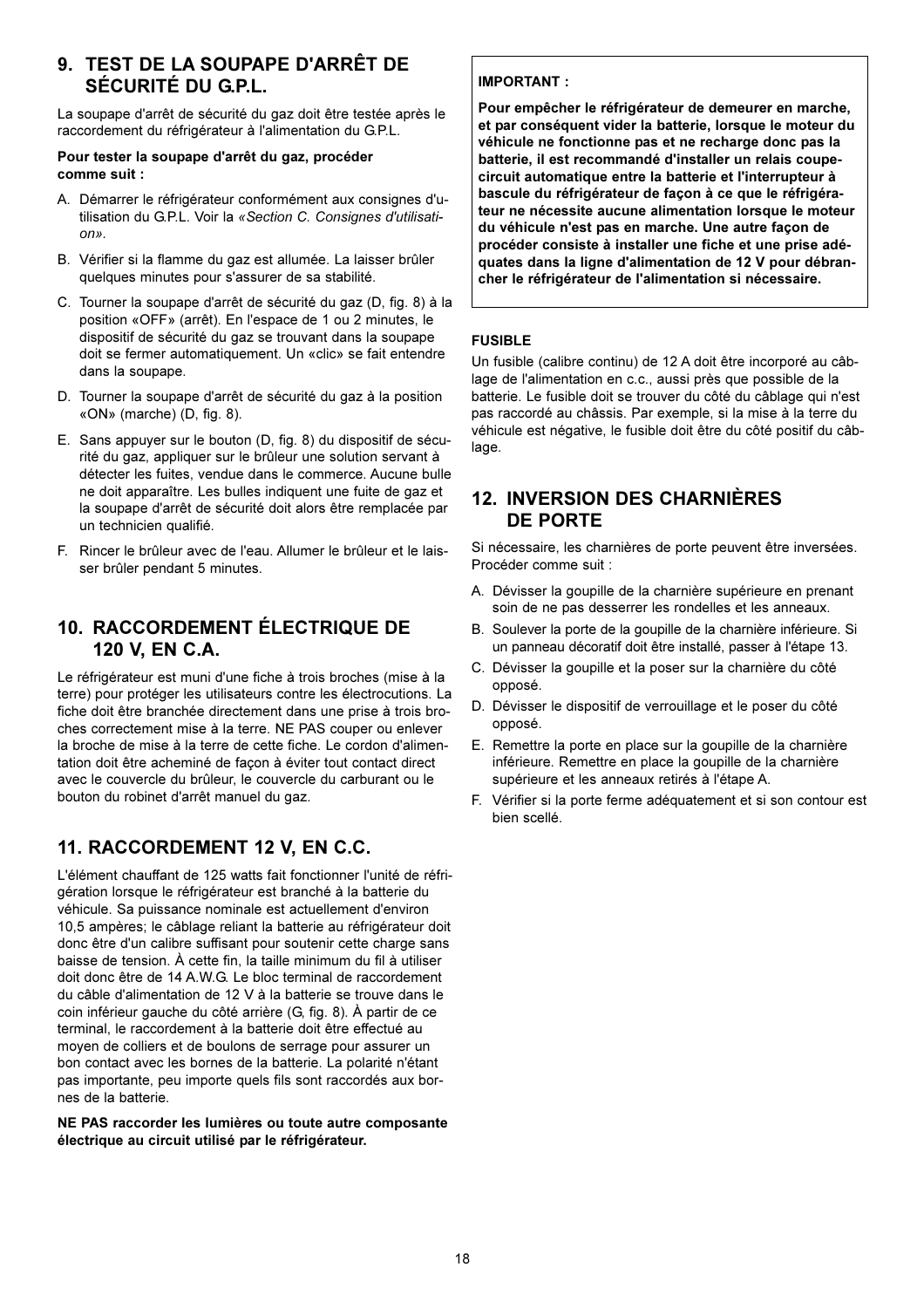## 9. TEST DE LA SOUPAPE D'ARRÊT DE SÉCURITÉ DU G.P.L.

La soupape d'arrêt de sécurité du gaz doit être testée après le raccordement du réfrigérateur à l'alimentation du G.P.L.

**Pour tester la soupape d'arrêt du gaz, procéder comme suit :**

A. Démarrer le réfrigérateur conformément aux consignes d'utilisation du G.P.L. Voir la *«Section C. Consignes d'utilisation»*.

B. Vérifier si la flamme du gaz est allumée. La laisser brûler quelques minutes pour s'assurer de sa stabilité.

C. Tourner la soupape d'arrêt de sécurité du gaz (D, fig. 8) à la position «OFF» (arrêt). En l'espace de 1 ou 2 minutes, le dispositif de sécurité du gaz se trouvant dans la soupape doit se fermer automatiquement. Un «clic» se fait entendre dans la soupape.

D. Tourner la soupape d'arrêt de sécurité du gaz à la position «ON» (marche) (D, fig. 8).

E. Sans appuyer sur le bouton (D, fig. 8) du dispositif de sécurité du gaz, appliquer sur le brûleur une solution servant à détecter les fuites, vendue dans le commerce. Aucune bulle ne doit apparaître. Les bulles indiquent une fuite de gaz et la soupape d'arrêt de sécurité doit alors être remplacée par un technicien qualifié.

F. Rincer le brûleur avec de l'eau. Allumer le brûleur et le laisser brûler pendant 5 minutes.

## 10. RACCORDEMENT ÉLECTRIQUE DE 120 V, EN C.A.

Le réfrigérateur est muni d'une fiche à trois broches (mise à la terre) pour protéger les utilisateurs contre les électrocutions. La fiche doit être branchée directement dans une prise à trois broches correctement mise à la terre. NE PAS couper ou enlever la broche de mise à la terre de cette fiche. Le cordon d'alimentation doit être acheminé de façon à éviter tout contact direct avec le couvercle du brûleur, le couvercle du carburant ou le bouton du robinet d'arrêt manuel du gaz.

## 11. RACCORDEMENT 12 V, EN C.C.

L'élément chauffant de 125 watts fait fonctionner l'unité de réfrigération lorsque le réfrigérateur est branché à la batterie du véhicule. Sa puissance nominale est actuellement d'environ 10,5 ampères; le câblage reliant la batterie au réfrigérateur doit donc être d'un calibre suffisant pour soutenir cette charge sans baisse de tension. À cette fin, la taille minimum du fil à utiliser doit donc être de 14 A.W.G. Le bloc terminal de raccordement du câble d'alimentation de 12 V à la batterie se trouve dans le coin inférieur gauche du côté arrière (G, fig. 8). À partir de ce terminal, le raccordement à la batterie doit être effectué au moyen de colliers et de boulons de serrage pour assurer un bon contact avec les bornes de la batterie. La polarité n'étant pas importante, peu importe quels fils sont raccordés aux bornes de la batterie.

**NE PAS raccorder les lumières ou toute autre composante électrique au circuit utilisé par le réfrigérateur.**

**IMPORTANT :**

**Pour empêcher le réfrigérateur de demeurer en marche, et par conséquent vider la batterie, lorsque le moteur du véhicule ne fonctionne pas et ne recharge donc pas la batterie, il est recommandé d'installer un relais coupe-circuit automatique entre la batterie et l'interrupteur à bascule du réfrigérateur de façon à ce que le réfrigérateur ne nécessite aucune alimentation lorsque le moteur du véhicule n'est pas en marche. Une autre façon de procéder consiste à installer une fiche et une prise adéquates dans la ligne d'alimentation de 12 V pour débrancher le réfrigérateur de l'alimentation si nécessaire.**

**FUSIBLE**

Un fusible (calibre continu) de 12 A doit être incorporé au câblage de l'alimentation en c.c., aussi près que possible de la batterie. Le fusible doit se trouver du côté du câblage qui n'est pas raccordé au châssis. Par exemple, si la mise à la terre du véhicule est négative, le fusible doit être du côté positif du câblage.

## 12. INVERSION DES CHARNIÈRES DE PORTE

Si nécessaire, les charnières de porte peuvent être inversées. Procéder comme suit :

A. Dévisser la goupille de la charnière supérieure en prenant soin de ne pas desserrer les rondelles et les anneaux.

B. Soulever la porte de la goupille de la charnière inférieure. Si un panneau décoratif doit être installé, passer à l'étape 13.

C. Dévisser la goupille et la poser sur la charnière du côté opposé.

D. Dévisser le dispositif de verrouillage et le poser du côté opposé.

E. Remettre la porte en place sur la goupille de la charnière inférieure. Remettre en place la goupille de la charnière supérieure et les anneaux retirés à l'étape A.

F. Vérifier si la porte ferme adéquatement et si son contour est bien scellé.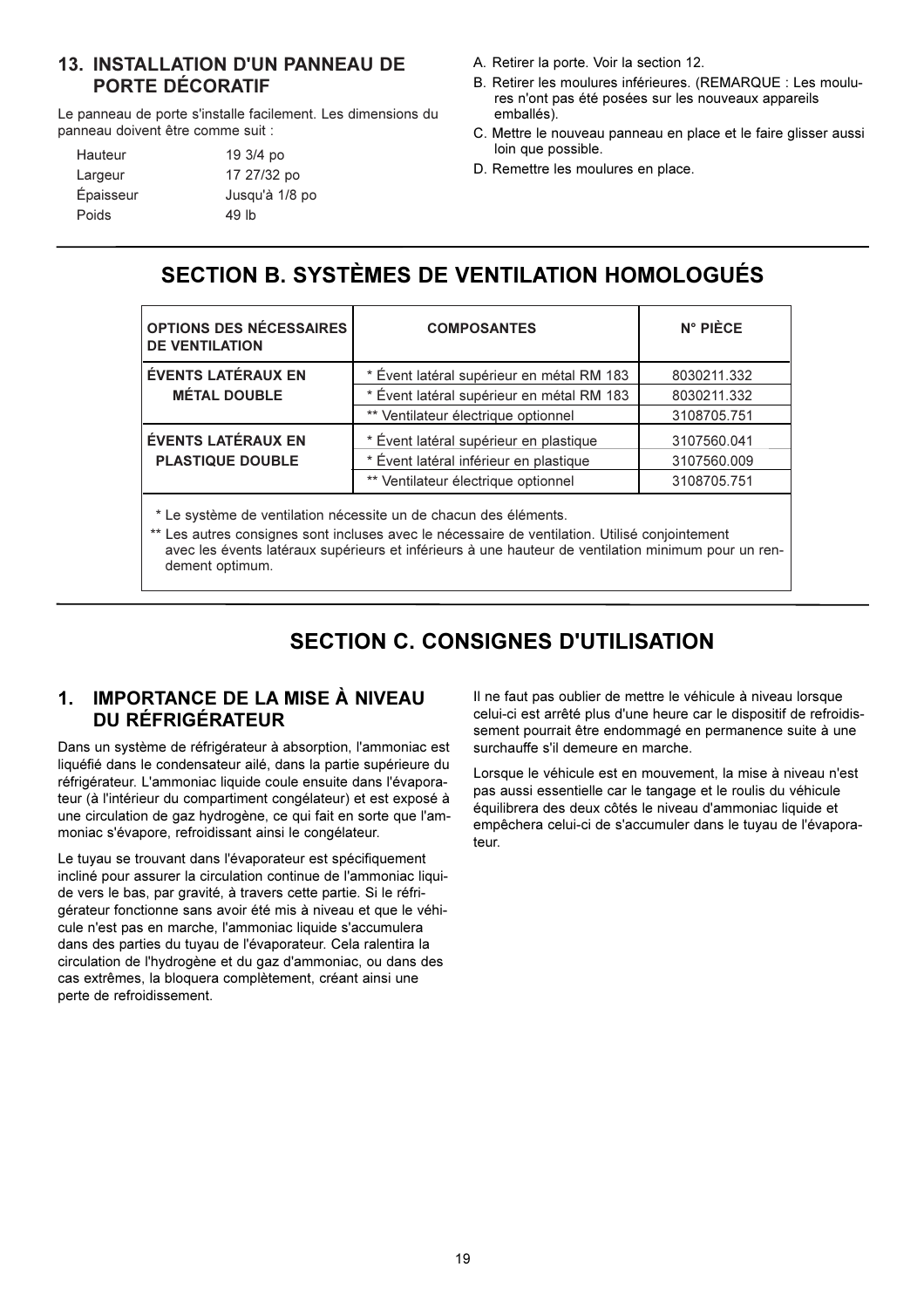## 13. INSTALLATION D'UN PANNEAU DE PORTE DÉCORATIF

Le panneau de porte s'installe facilement. Les dimensions du panneau doivent être comme suit :

| | |
|---|---|
| Hauteur | 19 3/4 po |
| Largeur | 17 27/32 po |
| Épaisseur | Jusqu'à 1/8 po |
| Poids | 49 lb |

A. Retirer la porte. Voir la section 12.

B. Retirer les moulures inférieures. (REMARQUE : Les moulures n'ont pas été posées sur les nouveaux appareils emballés).

C. Mettre le nouveau panneau en place et le faire glisser aussi loin que possible.

D. Remettre les moulures en place.

# SECTION B. SYSTÈMES DE VENTILATION HOMOLOGUÉS

| OPTIONS DES NÉCESSAIRES DE VENTILATION | COMPOSANTES | N° PIÈCE |
|---|---|---|
| ÉVENTS LATÉRAUX EN MÉTAL DOUBLE | * Évent latéral supérieur en métal RM 183 | 8030211.332 |
| | * Évent latéral supérieur en métal RM 183 | 8030211.332 |
| | ** Ventilateur électrique optionnel | 3108705.751 |
| ÉVENTS LATÉRAUX EN PLASTIQUE DOUBLE | * Évent latéral supérieur en plastique | 3107560.041 |
| | * Évent latéral inférieur en plastique | 3107560.009 |
| | ** Ventilateur électrique optionnel | 3108705.751 |

\* Le système de ventilation nécessite un de chacun des éléments.

\*\* Les autres consignes sont incluses avec le nécessaire de ventilation. Utilisé conjointement avec les évents latéraux supérieurs et inférieurs à une hauteur de ventilation minimum pour un rendement optimum.

# SECTION C. CONSIGNES D'UTILISATION

## 1. IMPORTANCE DE LA MISE À NIVEAU DU RÉFRIGÉRATEUR

Dans un système de réfrigérateur à absorption, l'ammoniac est liquéfié dans le condensateur ailé, dans la partie supérieure du réfrigérateur. L'ammoniac liquide coule ensuite dans l'évaporateur (à l'intérieur du compartiment congélateur) et est exposé à une circulation de gaz hydrogène, ce qui fait en sorte que l'ammoniac s'évapore, refroidissant ainsi le congélateur.

Le tuyau se trouvant dans l'évaporateur est spécifiquement incliné pour assurer la circulation continue de l'ammoniac liquide vers le bas, par gravité, à travers cette partie. Si le réfrigérateur fonctionne sans avoir été mis à niveau et que le véhicule n'est pas en marche, l'ammoniac liquide s'accumulera dans des parties du tuyau de l'évaporateur. Cela ralentira la circulation de l'hydrogène et du gaz d'ammoniac, ou dans des cas extrêmes, la bloquera complètement, créant ainsi une perte de refroidissement.

Il ne faut pas oublier de mettre le véhicule à niveau lorsque celui-ci est arrêté plus d'une heure car le dispositif de refroidissement pourrait être endommagé en permanence suite à une surchauffe s'il demeure en marche.

Lorsque le véhicule est en mouvement, la mise à niveau n'est pas aussi essentielle car le tangage et le roulis du véhicule équilibrera des deux côtés le niveau d'ammoniac liquide et empêchera celui-ci de s'accumuler dans le tuyau de l'évaporateur.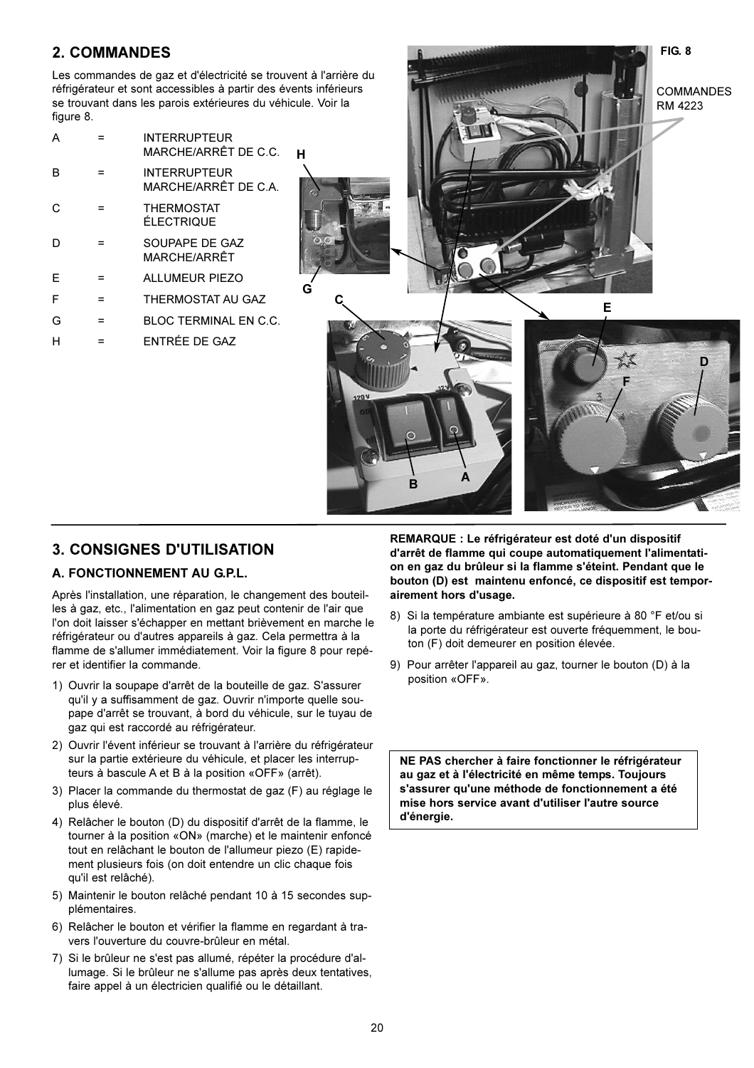## 2. COMMANDES

Les commandes de gaz et d'électricité se trouvent à l'arrière du réfrigérateur et sont accessibles à partir des évents inférieurs se trouvant dans les parois extérieures du véhicule. Voir la figure 8.

| | | |
|---|---|---|
| A | = | INTERRUPTEUR MARCHE/ARRÊT DE C.C. |
| B | = | INTERRUPTEUR MARCHE/ARRÊT DE C.A. |
| C | = | THERMOSTAT ÉLECTRIQUE |
| D | = | SOUPAPE DE GAZ MARCHE/ARRÊT |
| E | = | ALLUMEUR PIEZO |
| F | = | THERMOSTAT AU GAZ |
| G | = | BLOC TERMINAL EN C.C. |
| H | = | ENTRÉE DE GAZ |

FIG. 8

COMMANDES RM 4223

## 3. CONSIGNES D'UTILISATION

### A. FONCTIONNEMENT AU G.P.L.

Après l'installation, une réparation, le changement des bouteilles à gaz, etc., l'alimentation en gaz peut contenir de l'air que l'on doit laisser s'échapper en mettant brièvement en marche le réfrigérateur ou d'autres appareils à gaz. Cela permettra à la flamme de s'allumer immédiatement. Voir la figure 8 pour repérer et identifier la commande.

1) Ouvrir la soupape d'arrêt de la bouteille de gaz. S'assurer qu'il y a suffisamment de gaz. Ouvrir n'importe quelle soupape d'arrêt se trouvant, à bord du véhicule, sur le tuyau de gaz qui est raccordé au réfrigérateur.
2) Ouvrir l'évent inférieur se trouvant à l'arrière du réfrigérateur sur la partie extérieure du véhicule, et placer les interrupteurs à bascule A et B à la position «OFF» (arrêt).
3) Placer la commande du thermostat de gaz (F) au réglage le plus élevé.
4) Relâcher le bouton (D) du dispositif d'arrêt de la flamme, le tourner à la position «ON» (marche) et le maintenir enfoncé tout en relâchant le bouton de l'allumeur piezo (E) rapidement plusieurs fois (on doit entendre un clic chaque fois qu'il est relâché).
5) Maintenir le bouton relâché pendant 10 à 15 secondes supplémentaires.
6) Relâcher le bouton et vérifier la flamme en regardant à travers l'ouverture du couvre-brûleur en métal.
7) Si le brûleur ne s'est pas allumé, répéter la procédure d'allumage. Si le brûleur ne s'allume pas après deux tentatives, faire appel à un électricien qualifié ou le détaillant.

**REMARQUE : Le réfrigérateur est doté d'un dispositif d'arrêt de flamme qui coupe automatiquement l'alimentation en gaz du brûleur si la flamme s'éteint. Pendant que le bouton (D) est maintenu enfoncé, ce dispositif est temporairement hors d'usage.**

8) Si la température ambiante est supérieure à 80 °F et/ou si la porte du réfrigérateur est ouverte fréquemment, le bouton (F) doit demeurer en position élevée.
9) Pour arrêter l'appareil au gaz, tourner le bouton (D) à la position «OFF».

**NE PAS chercher à faire fonctionner le réfrigérateur au gaz et à l'électricité en même temps. Toujours s'assurer qu'une méthode de fonctionnement a été mise hors service avant d'utiliser l'autre source d'énergie.**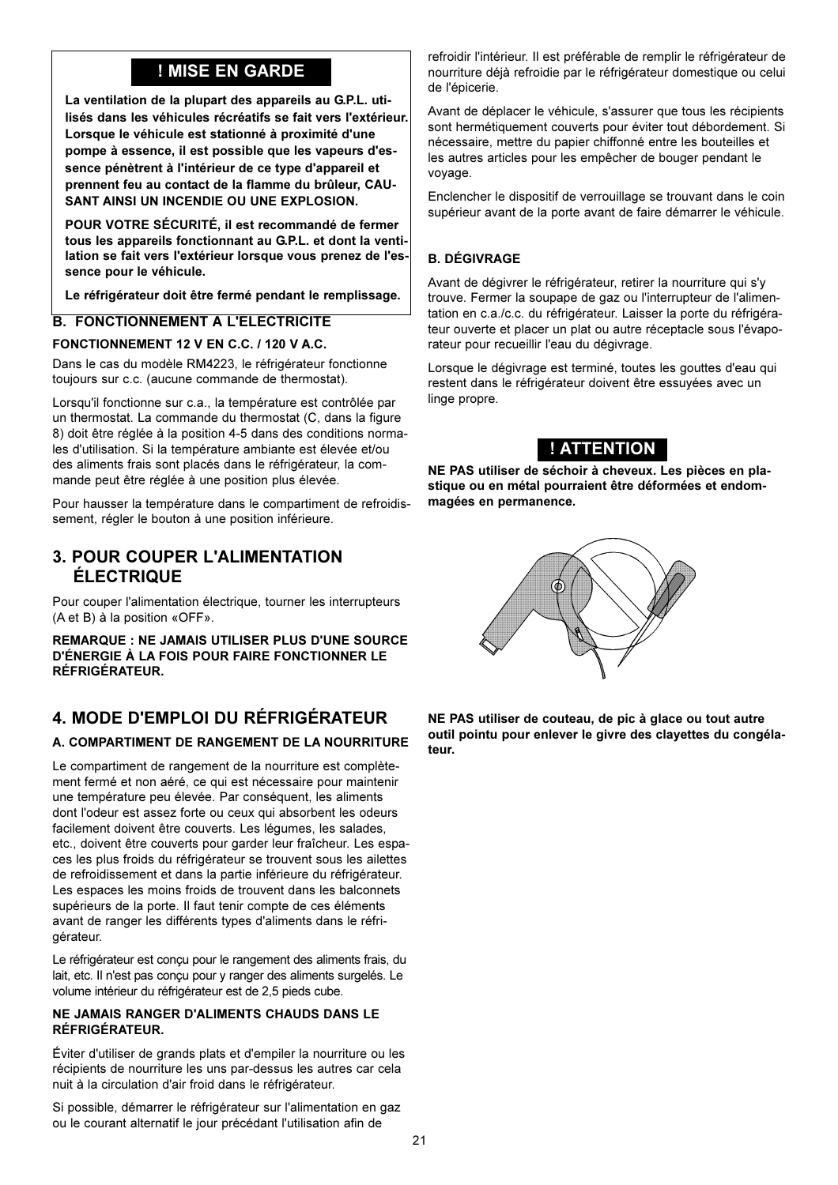## ! MISE EN GARDE

**La ventilation de la plupart des appareils au G.P.L. utilisés dans les véhicules récréatifs se fait vers l'extérieur. Lorsque le véhicule est stationné à proximité d'une pompe à essence, il est possible que les vapeurs d'essence pénètrent à l'intérieur de ce type d'appareil et prennent feu au contact de la flamme du brûleur, CAUSANT AINSI UN INCENDIE OU UNE EXPLOSION.**

**POUR VOTRE SÉCURITÉ, il est recommandé de fermer tous les appareils fonctionnant au G.P.L. et dont la ventilation se fait vers l'extérieur lorsque vous prenez de l'essence pour le véhicule.**

**Le réfrigérateur doit être fermé pendant le remplissage.**

### B. FONCTIONNEMENT A L'ELECTRICITE

**FONCTIONNEMENT 12 V EN C.C. / 120 V A.C.**

Dans le cas du modèle RM4223, le réfrigérateur fonctionne toujours sur c.c. (aucune commande de thermostat).

Lorsqu'il fonctionne sur c.a., la température est contrôlée par un thermostat. La commande du thermostat (C, dans la figure 8) doit être réglée à la position 4-5 dans des conditions normales d'utilisation. Si la température ambiante est élevée et/ou des aliments frais sont placés dans le réfrigérateur, la commande peut être réglée à une position plus élevée.

Pour hausser la température dans le compartiment de refroidissement, régler le bouton à une position inférieure.

## 3. POUR COUPER L'ALIMENTATION ÉLECTRIQUE

Pour couper l'alimentation électrique, tourner les interrupteurs (A et B) à la position «OFF».

**REMARQUE : NE JAMAIS UTILISER PLUS D'UNE SOURCE D'ÉNERGIE À LA FOIS POUR FAIRE FONCTIONNER LE RÉFRIGÉRATEUR.**

## 4. MODE D'EMPLOI DU RÉFRIGÉRATEUR

### A. COMPARTIMENT DE RANGEMENT DE LA NOURRITURE

Le compartiment de rangement de la nourriture est complètement fermé et non aéré, ce qui est nécessaire pour maintenir une température peu élevée. Par conséquent, les aliments dont l'odeur est assez forte ou ceux qui absorbent les odeurs facilement doivent être couverts. Les légumes, les salades, etc., doivent être couverts pour garder leur fraîcheur. Les espaces les plus froids du réfrigérateur se trouvent sous les ailettes de refroidissement et dans la partie inférieure du réfrigérateur. Les espaces les moins froids se trouvent dans les balconnets supérieurs de la porte. Il faut tenir compte de ces éléments avant de ranger les différents types d'aliments dans le réfrigérateur.

Le réfrigérateur est conçu pour le rangement des aliments frais, du lait, etc. Il n'est pas conçu pour y ranger des aliments surgelés. Le volume intérieur du réfrigérateur est de 2,5 pieds cube.

**NE JAMAIS RANGER D'ALIMENTS CHAUDS DANS LE RÉFRIGÉRATEUR.**

Éviter d'utiliser de grands plats et d'empiler la nourriture ou les récipients de nourriture les uns par-dessus les autres car cela nuit à la circulation d'air froid dans le réfrigérateur.

Si possible, démarrer le réfrigérateur sur l'alimentation en gaz ou le courant alternatif le jour précédant l'utilisation afin de refroidir l'intérieur. Il est préférable de remplir le réfrigérateur de nourriture déjà refroidie par le réfrigérateur domestique ou celui de l'épicerie.

Avant de déplacer le véhicule, s'assurer que tous les récipients sont hermétiquement couverts pour éviter tout débordement. Si nécessaire, mettre du papier chiffonné entre les bouteilles et les autres articles pour les empêcher de bouger pendant le voyage.

Enclencher le dispositif de verrouillage se trouvant dans le coin supérieur avant de la porte avant de faire démarrer le véhicule.

### B. DÉGIVRAGE

Avant de dégivrer le réfrigérateur, retirer la nourriture qui s'y trouve. Fermer la soupape de gaz ou l'interrupteur de l'alimentation en c.a./c.c. du réfrigérateur. Laisser la porte du réfrigérateur ouverte et placer un plat ou autre réceptacle sous l'évaporateur pour recueillir l'eau du dégivrage.

Lorsque le dégivrage est terminé, toutes les gouttes d'eau qui restent dans le réfrigérateur doivent être essuyées avec un linge propre.

## ! ATTENTION

**NE PAS utiliser de séchoir à cheveux. Les pièces en plastique ou en métal pourraient être déformées et endommagées en permanence.**

**NE PAS utiliser de couteau, de pic à glace ou tout autre outil pointu pour enlever le givre des clayettes du congélateur.**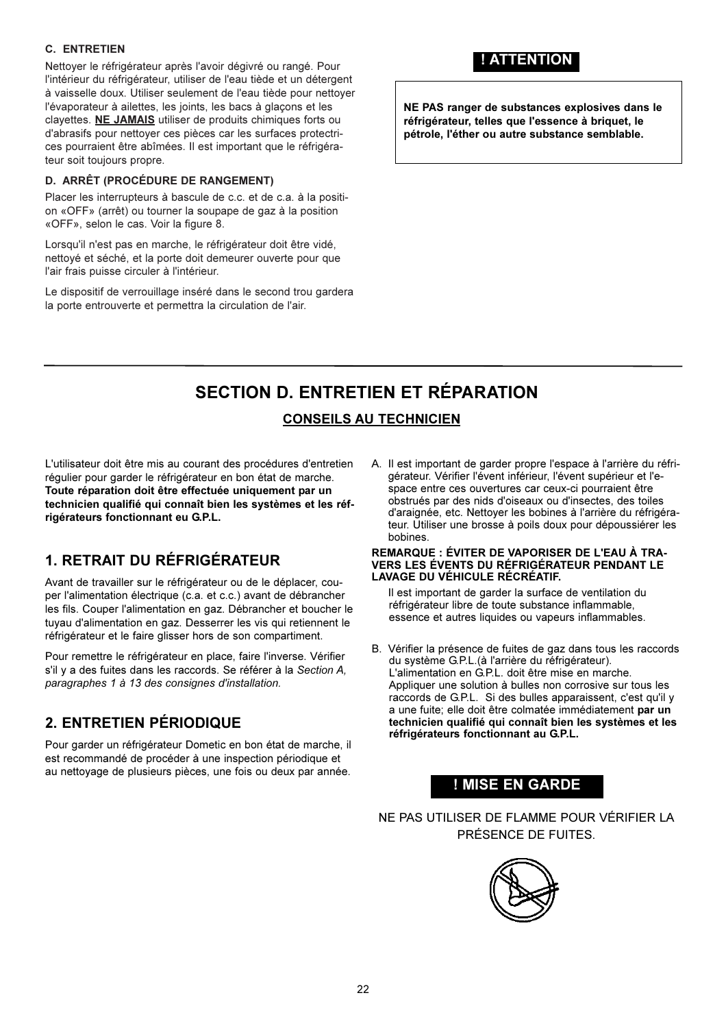**C. ENTRETIEN**

Nettoyer le réfrigérateur après l'avoir dégivré ou rangé. Pour l'intérieur du réfrigérateur, utiliser de l'eau tiède et un détergent à vaisselle doux. Utiliser seulement de l'eau tiède pour nettoyer l'évaporateur à ailettes, les joints, les bacs à glaçons et les clayettes. **NE JAMAIS** utiliser de produits chimiques forts ou d'abrasifs pour nettoyer ces pièces car les surfaces protectrices pourraient être abîmées. Il est important que le réfrigérateur soit toujours propre.

**D. ARRÊT (PROCÉDURE DE RANGEMENT)**

Placer les interrupteurs à bascule de c.c. et de c.a. à la position «OFF» (arrêt) ou tourner la soupape de gaz à la position «OFF», selon le cas. Voir la figure 8.

Lorsqu'il n'est pas en marche, le réfrigérateur doit être vidé, nettoyé et séché, et la porte doit demeurer ouverte pour que l'air frais puisse circuler à l'intérieur.

Le dispositif de verrouillage inséré dans le second trou gardera la porte entrouverte et permettra la circulation de l'air.

**! ATTENTION**

**NE PAS ranger de substances explosives dans le réfrigérateur, telles que l'essence à briquet, le pétrole, l'éther ou autre substance semblable.**

# SECTION D. ENTRETIEN ET RÉPARATION

## CONSEILS AU TECHNICIEN

L'utilisateur doit être mis au courant des procédures d'entretien régulier pour garder le réfrigérateur en bon état de marche. **Toute réparation doit être effectuée uniquement par un technicien qualifié qui connaît bien les systèmes et les réfrigérateurs fonctionnant eu G.P.L.**

## 1. RETRAIT DU RÉFRIGÉRATEUR

Avant de travailler sur le réfrigérateur ou de le déplacer, couper l'alimentation électrique (c.a. et c.c.) avant de débrancher les fils. Couper l'alimentation en gaz. Débrancher et boucher le tuyau d'alimentation en gaz. Desserrer les vis qui retiennent le réfrigérateur et le faire glisser hors de son compartiment.

Pour remettre le réfrigérateur en place, faire l'inverse. Vérifier s'il y a des fuites dans les raccords. Se référer à la *Section A, paragraphes 1 à 13 des consignes d'installation.*

## 2. ENTRETIEN PÉRIODIQUE

Pour garder un réfrigérateur Dometic en bon état de marche, il est recommandé de procéder à une inspection périodique et au nettoyage de plusieurs pièces, une fois ou deux par année.

A. Il est important de garder propre l'espace à l'arrière du réfrigérateur. Vérifier l'évent inférieur, l'évent supérieur et l'espace entre ces ouvertures car ceux-ci pourraient être obstrués par des nids d'oiseaux ou d'insectes, des toiles d'araignée, etc. Nettoyer les bobines à l'arrière du réfrigérateur. Utiliser une brosse à poils doux pour dépoussiérer les bobines.

**REMARQUE : ÉVITER DE VAPORISER DE L'EAU À TRAVERS LES ÉVENTS DU RÉFRIGÉRATEUR PENDANT LE LAVAGE DU VÉHICULE RÉCRÉATIF.**

Il est important de garder la surface de ventilation du réfrigérateur libre de toute substance inflammable, essence et autres liquides ou vapeurs inflammables.

B. Vérifier la présence de fuites de gaz dans tous les raccords du système G.P.L.(à l'arrière du réfrigérateur). L'alimentation en G.P.L. doit être mise en marche. Appliquer une solution à bulles non corrosive sur tous les raccords de G.P.L. Si des bulles apparaissent, c'est qu'il y a une fuite; elle doit être colmatée immédiatement **par un technicien qualifié qui connaît bien les systèmes et les réfrigérateurs fonctionnant au G.P.L.**

**! MISE EN GARDE**

NE PAS UTILISER DE FLAMME POUR VÉRIFIER LA PRÉSENCE DE FUITES.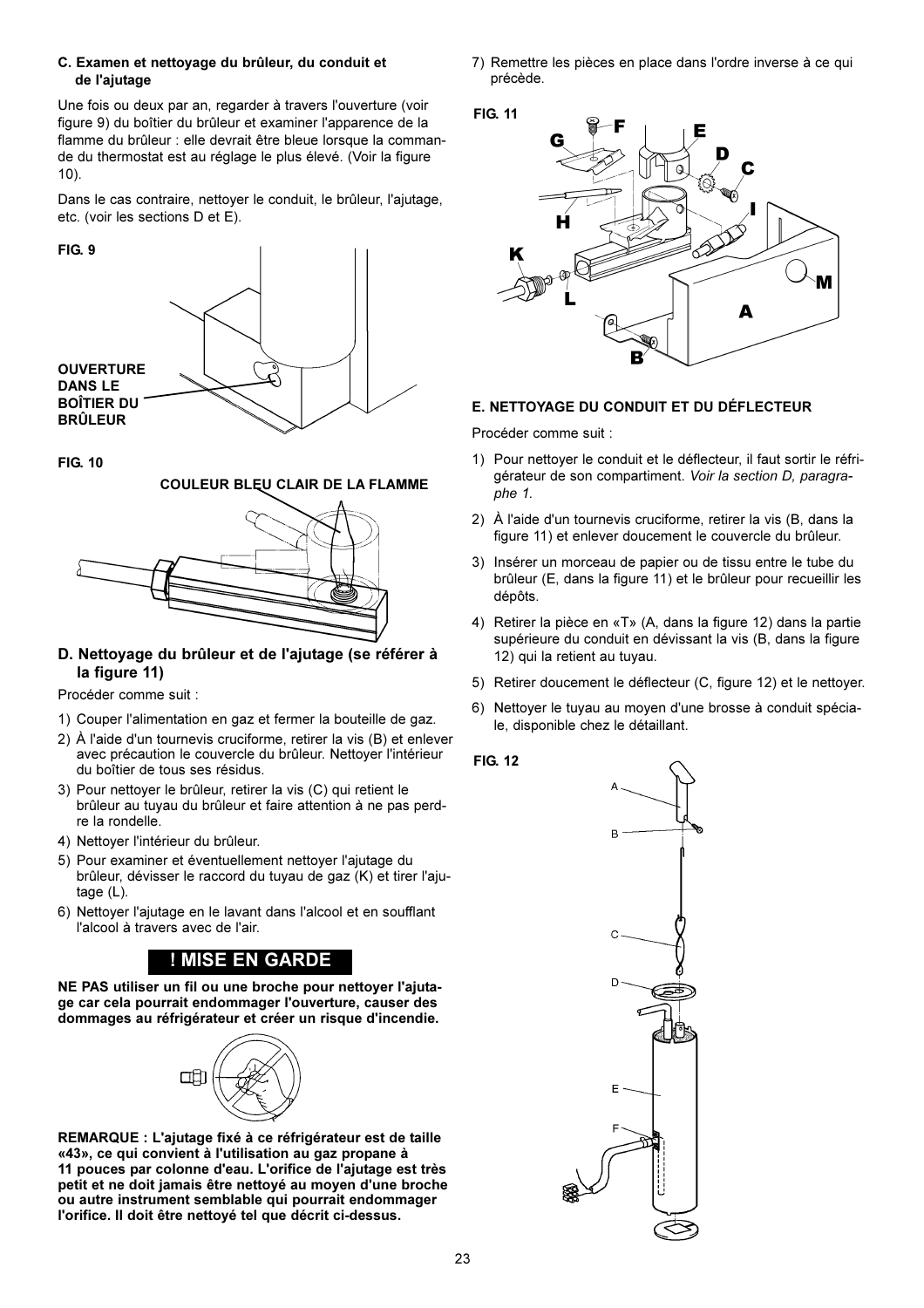### C. Examen et nettoyage du brûleur, du conduit et de l'ajutage

Une fois ou deux par an, regarder à travers l'ouverture (voir figure 9) du boîtier du brûleur et examiner l'apparence de la flamme du brûleur : elle devrait être bleue lorsque la commande du thermostat est au réglage le plus élevé. (Voir la figure 10).

Dans le cas contraire, nettoyer le conduit, le brûleur, l'ajutage, etc. (voir les sections D et E).

**FIG. 9**

OUVERTURE DANS LE BOÎTIER DU BRÛLEUR

**FIG. 10**

COULEUR BLEU CLAIR DE LA FLAMME

### D. Nettoyage du brûleur et de l'ajutage (se référer à la figure 11)

Procéder comme suit :

1) Couper l'alimentation en gaz et fermer la bouteille de gaz.
2) À l'aide d'un tournevis cruciforme, retirer la vis (B) et enlever avec précaution le couvercle du brûleur. Nettoyer l'intérieur du boîtier de tous ses résidus.
3) Pour nettoyer le brûleur, retirer la vis (C) qui retient le brûleur au tuyau du brûleur et faire attention à ne pas perdre la rondelle.
4) Nettoyer l'intérieur du brûleur.
5) Pour examiner et éventuellement nettoyer l'ajutage du brûleur, dévisser le raccord du tuyau de gaz (K) et tirer l'ajutage (L).
6) Nettoyer l'ajutage en le lavant dans l'alcool et en soufflant l'alcool à travers avec de l'air.

## ! MISE EN GARDE

**NE PAS utiliser un fil ou une broche pour nettoyer l'ajutage car cela pourrait endommager l'ouverture, causer des dommages au réfrigérateur et créer un risque d'incendie.**

**REMARQUE : L'ajutage fixé à ce réfrigérateur est de taille «43», ce qui convient à l'utilisation au gaz propane à 11 pouces par colonne d'eau. L'orifice de l'ajutage est très petit et ne doit jamais être nettoyé au moyen d'une broche ou autre instrument semblable qui pourrait endommager l'orifice. Il doit être nettoyé tel que décrit ci-dessus.**

7) Remettre les pièces en place dans l'ordre inverse à ce qui précède.

**FIG. 11**

### E. NETTOYAGE DU CONDUIT ET DU DÉFLECTEUR

Procéder comme suit :

1) Pour nettoyer le conduit et le déflecteur, il faut sortir le réfrigérateur de son compartiment. *Voir la section D, paragraphe 1.*
2) À l'aide d'un tournevis cruciforme, retirer la vis (B, dans la figure 11) et enlever doucement le couvercle du brûleur.
3) Insérer un morceau de papier ou de tissu entre le tube du brûleur (E, dans la figure 11) et le brûleur pour recueillir les dépôts.
4) Retirer la pièce en «T» (A, dans la figure 12) dans la partie supérieure du conduit en dévissant la vis (B, dans la figure 12) qui la retient au tuyau.
5) Retirer doucement le déflecteur (C, figure 12) et le nettoyer.
6) Nettoyer le tuyau au moyen d'une brosse à conduit spéciale, disponible chez le détaillant.

**FIG. 12**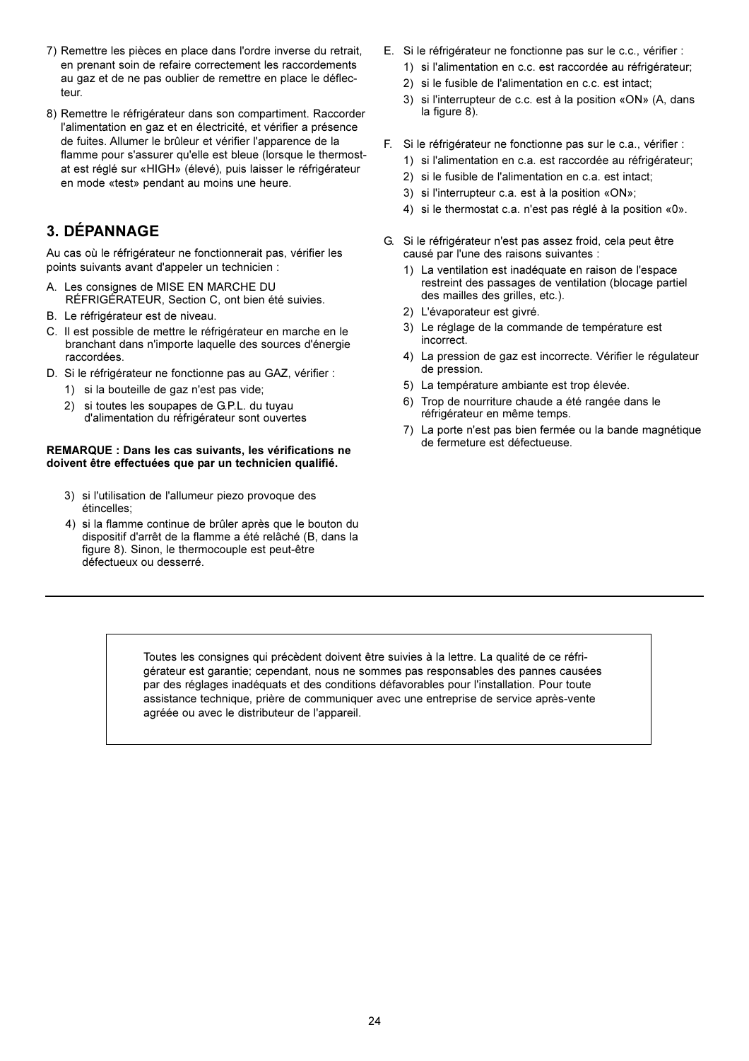7) Remettre les pièces en place dans l'ordre inverse du retrait, en prenant soin de refaire correctement les raccordements au gaz et de ne pas oublier de remettre en place le déflecteur.

8) Remettre le réfrigérateur dans son compartiment. Raccorder l'alimentation en gaz et en électricité, et vérifier a présence de fuites. Allumer le brûleur et vérifier l'apparence de la flamme pour s'assurer qu'elle est bleue (lorsque le thermostat est réglé sur «HIGH» (élevé), puis laisser le réfrigérateur en mode «test» pendant au moins une heure.

## 3. DÉPANNAGE

Au cas où le réfrigérateur ne fonctionnerait pas, vérifier les points suivants avant d'appeler un technicien :

A. Les consignes de MISE EN MARCHE DU RÉFRIGÉRATEUR, Section C, ont bien été suivies.

B. Le réfrigérateur est de niveau.

C. Il est possible de mettre le réfrigérateur en marche en le branchant dans n'importe laquelle des sources d'énergie raccordées.

D. Si le réfrigérateur ne fonctionne pas au GAZ, vérifier :

1) si la bouteille de gaz n'est pas vide;
2) si toutes les soupapes de G.P.L. du tuyau d'alimentation du réfrigérateur sont ouvertes

**REMARQUE : Dans les cas suivants, les vérifications ne doivent être effectuées que par un technicien qualifié.**

3) si l'utilisation de l'allumeur piezo provoque des étincelles;
4) si la flamme continue de brûler après que le bouton du dispositif d'arrêt de la flamme a été relâché (B, dans la figure 8). Sinon, le thermocouple est peut-être défectueux ou desserré.

E. Si le réfrigérateur ne fonctionne pas sur le c.c., vérifier :

1) si l'alimentation en c.c. est raccordée au réfrigérateur;
2) si le fusible de l'alimentation en c.c. est intact;
3) si l'interrupteur de c.c. est à la position «ON» (A, dans la figure 8).

F. Si le réfrigérateur ne fonctionne pas sur le c.a., vérifier :

1) si l'alimentation en c.a. est raccordée au réfrigérateur;
2) si le fusible de l'alimentation en c.a. est intact;
3) si l'interrupteur c.a. est à la position «ON»;
4) si le thermostat c.a. n'est pas réglé à la position «0».

G. Si le réfrigérateur n'est pas assez froid, cela peut être causé par l'une des raisons suivantes :

1) La ventilation est inadéquate en raison de l'espace restreint des passages de ventilation (blocage partiel des mailles des grilles, etc.).
2) L'évaporateur est givré.
3) Le réglage de la commande de température est incorrect.
4) La pression de gaz est incorrecte. Vérifier le régulateur de pression.
5) La température ambiante est trop élevée.
6) Trop de nourriture chaude a été rangée dans le réfrigérateur en même temps.
7) La porte n'est pas bien fermée ou la bande magnétique de fermeture est défectueuse.

---

Toutes les consignes qui précèdent doivent être suivies à la lettre. La qualité de ce réfrigérateur est garantie; cependant, nous ne sommes pas responsables des pannes causées par des réglages inadéquats et des conditions défavorables pour l'installation. Pour toute assistance technique, prière de communiquer avec une entreprise de service après-vente agréée ou avec le distributeur de l'appareil.